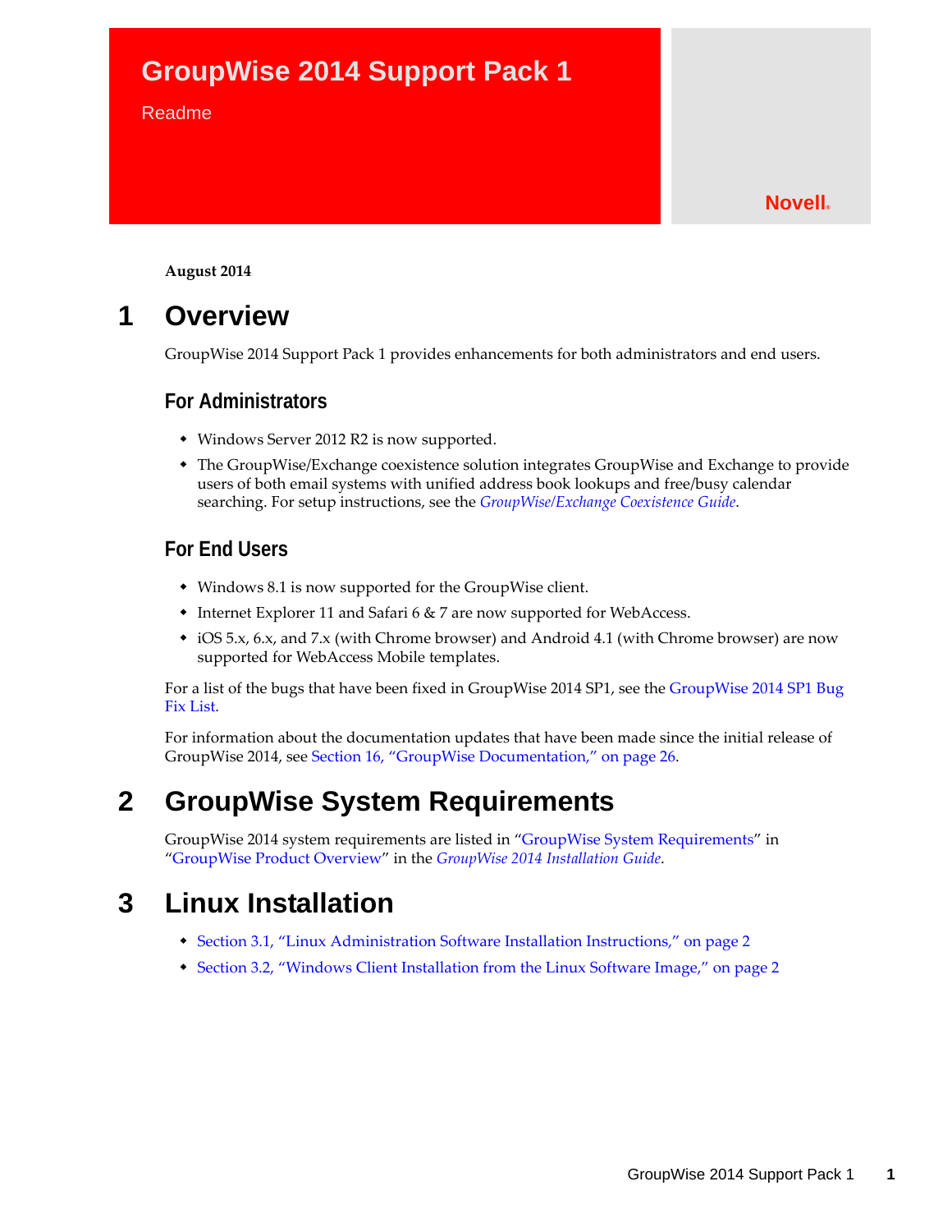# GroupWise 2014 Support Pack 1

Readme

Novell®

**August 2014**

# 1 Overview

GroupWise 2014 Support Pack 1 provides enhancements for both administrators and end users.

### For Administrators

- Windows Server 2012 R2 is now supported.
- The GroupWise/Exchange coexistence solution integrates GroupWise and Exchange to provide users of both email systems with unified address book lookups and free/busy calendar searching. For setup instructions, see the *GroupWise/Exchange Coexistence Guide*.

### For End Users

- Windows 8.1 is now supported for the GroupWise client.
- Internet Explorer 11 and Safari 6 & 7 are now supported for WebAccess.
- iOS 5.x, 6.x, and 7.x (with Chrome browser) and Android 4.1 (with Chrome browser) are now supported for WebAccess Mobile templates.

For a list of the bugs that have been fixed in GroupWise 2014 SP1, see the GroupWise 2014 SP1 Bug Fix List.

For information about the documentation updates that have been made since the initial release of GroupWise 2014, see Section 16, "GroupWise Documentation," on page 26.

# 2 GroupWise System Requirements

GroupWise 2014 system requirements are listed in "GroupWise System Requirements" in "GroupWise Product Overview" in the *GroupWise 2014 Installation Guide*.

# 3 Linux Installation

- Section 3.1, "Linux Administration Software Installation Instructions," on page 2
- Section 3.2, "Windows Client Installation from the Linux Software Image," on page 2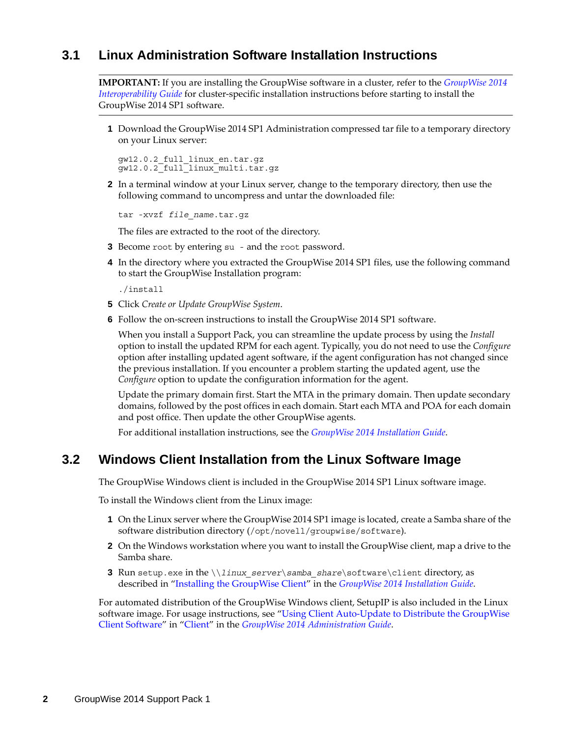## 3.1 Linux Administration Software Installation Instructions

**IMPORTANT:** If you are installing the GroupWise software in a cluster, refer to the *GroupWise 2014 Interoperability Guide* for cluster-specific installation instructions before starting to install the GroupWise 2014 SP1 software.

1. Download the GroupWise 2014 SP1 Administration compressed tar file to a temporary directory on your Linux server:

   ```
   gw12.0.2_full_linux_en.tar.gz
   gw12.0.2_full_linux_multi.tar.gz
   ```

2. In a terminal window at your Linux server, change to the temporary directory, then use the following command to uncompress and untar the downloaded file:

   ```
   tar -xvzf file_name.tar.gz
   ```

   The files are extracted to the root of the directory.

3. Become `root` by entering `su -` and the `root` password.
4. In the directory where you extracted the GroupWise 2014 SP1 files, use the following command to start the GroupWise Installation program:

   ```
   ./install
   ```

5. Click *Create or Update GroupWise System*.
6. Follow the on-screen instructions to install the GroupWise 2014 SP1 software.

   When you install a Support Pack, you can streamline the update process by using the *Install* option to install the updated RPM for each agent. Typically, you do not need to use the *Configure* option after installing updated agent software, if the agent configuration has not changed since the previous installation. If you encounter a problem starting the updated agent, use the *Configure* option to update the configuration information for the agent.

   Update the primary domain first. Start the MTA in the primary domain. Then update secondary domains, followed by the post offices in each domain. Start each MTA and POA for each domain and post office. Then update the other GroupWise agents.

   For additional installation instructions, see the *GroupWise 2014 Installation Guide*.

## 3.2 Windows Client Installation from the Linux Software Image

The GroupWise Windows client is included in the GroupWise 2014 SP1 Linux software image.

To install the Windows client from the Linux image:

1. On the Linux server where the GroupWise 2014 SP1 image is located, create a Samba share of the software distribution directory (`/opt/novell/groupwise/software`).
2. On the Windows workstation where you want to install the GroupWise client, map a drive to the Samba share.
3. Run `setup.exe` in the `\\linux_server\samba_share\software\client` directory, as described in "Installing the GroupWise Client" in the *GroupWise 2014 Installation Guide*.

For automated distribution of the GroupWise Windows client, SetupIP is also included in the Linux software image. For usage instructions, see "Using Client Auto-Update to Distribute the GroupWise Client Software" in "Client" in the *GroupWise 2014 Administration Guide*.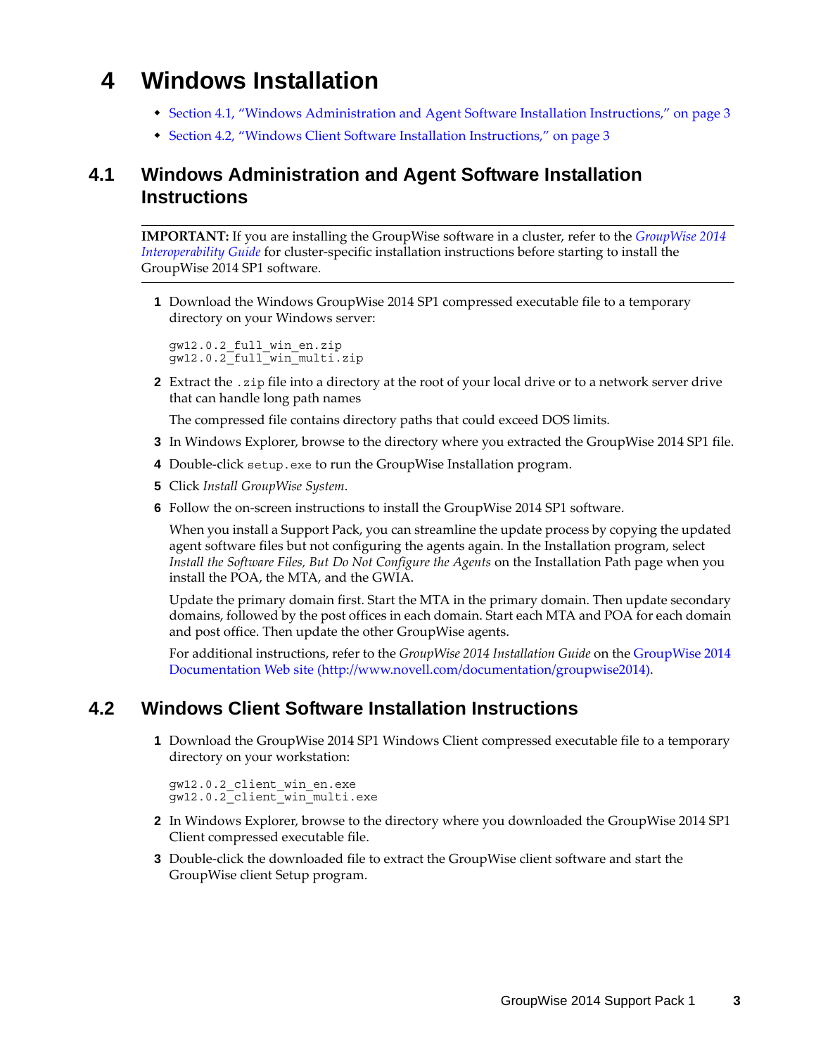# 4 Windows Installation

- Section 4.1, "Windows Administration and Agent Software Installation Instructions," on page 3
- Section 4.2, "Windows Client Software Installation Instructions," on page 3

## 4.1 Windows Administration and Agent Software Installation Instructions

---

**IMPORTANT:** If you are installing the GroupWise software in a cluster, refer to the *GroupWise 2014 Interoperability Guide* for cluster-specific installation instructions before starting to install the GroupWise 2014 SP1 software.

---

1 Download the Windows GroupWise 2014 SP1 compressed executable file to a temporary directory on your Windows server:

```
gw12.0.2_full_win_en.zip
gw12.0.2_full_win_multi.zip
```

2 Extract the `.zip` file into a directory at the root of your local drive or to a network server drive that can handle long path names

   The compressed file contains directory paths that could exceed DOS limits.

3 In Windows Explorer, browse to the directory where you extracted the GroupWise 2014 SP1 file.

4 Double-click `setup.exe` to run the GroupWise Installation program.

5 Click *Install GroupWise System*.

6 Follow the on-screen instructions to install the GroupWise 2014 SP1 software.

   When you install a Support Pack, you can streamline the update process by copying the updated agent software files but not configuring the agents again. In the Installation program, select *Install the Software Files, But Do Not Configure the Agents* on the Installation Path page when you install the POA, the MTA, and the GWIA.

   Update the primary domain first. Start the MTA in the primary domain. Then update secondary domains, followed by the post offices in each domain. Start each MTA and POA for each domain and post office. Then update the other GroupWise agents.

   For additional instructions, refer to the *GroupWise 2014 Installation Guide* on the GroupWise 2014 Documentation Web site (http://www.novell.com/documentation/groupwise2014).

## 4.2 Windows Client Software Installation Instructions

1 Download the GroupWise 2014 SP1 Windows Client compressed executable file to a temporary directory on your workstation:

```
gw12.0.2_client_win_en.exe
gw12.0.2_client_win_multi.exe
```

2 In Windows Explorer, browse to the directory where you downloaded the GroupWise 2014 SP1 Client compressed executable file.

3 Double-click the downloaded file to extract the GroupWise client software and start the GroupWise client Setup program.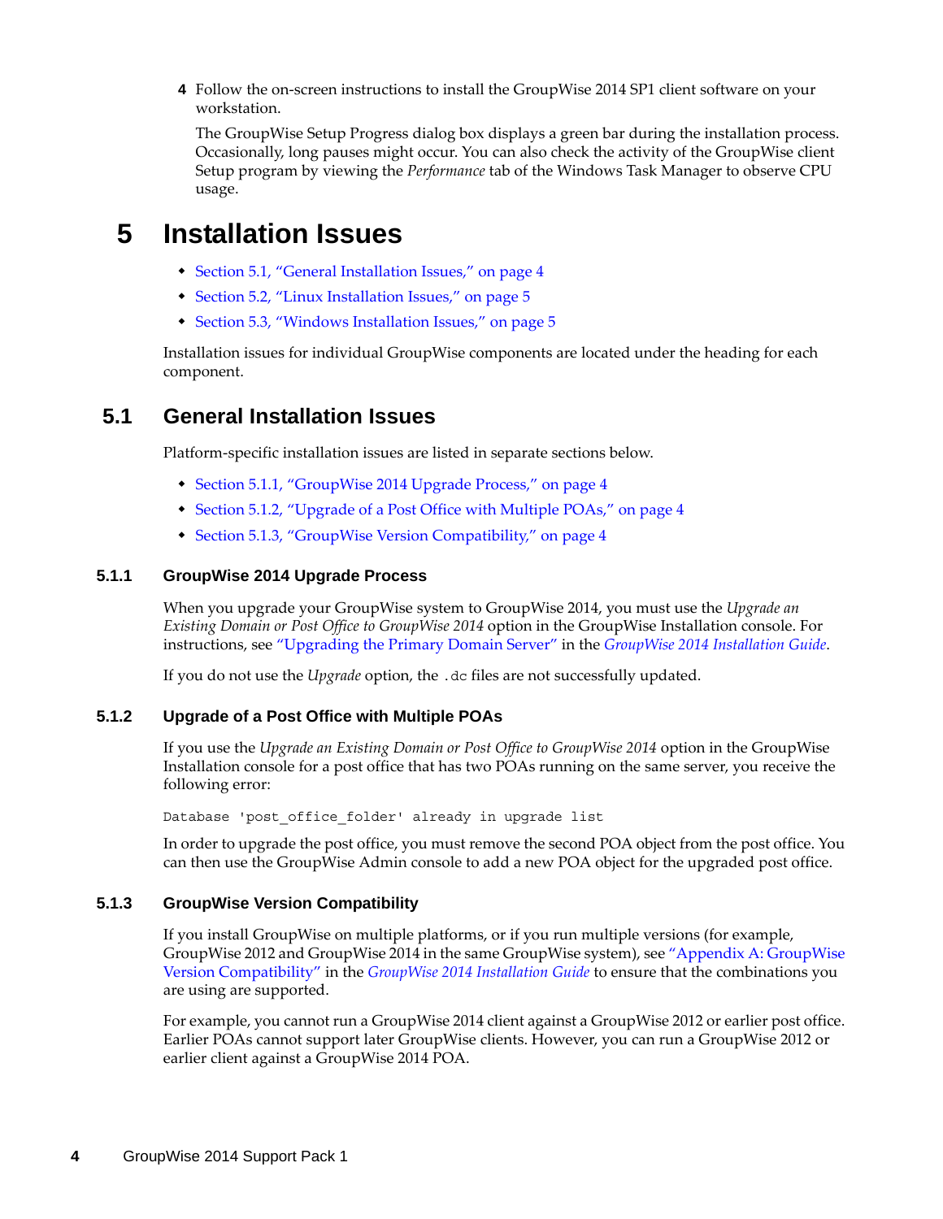4 Follow the on-screen instructions to install the GroupWise 2014 SP1 client software on your workstation.

The GroupWise Setup Progress dialog box displays a green bar during the installation process. Occasionally, long pauses might occur. You can also check the activity of the GroupWise client Setup program by viewing the *Performance* tab of the Windows Task Manager to observe CPU usage.

# 5 Installation Issues

- Section 5.1, "General Installation Issues," on page 4
- Section 5.2, "Linux Installation Issues," on page 5
- Section 5.3, "Windows Installation Issues," on page 5

Installation issues for individual GroupWise components are located under the heading for each component.

## 5.1 General Installation Issues

Platform-specific installation issues are listed in separate sections below.

- Section 5.1.1, "GroupWise 2014 Upgrade Process," on page 4
- Section 5.1.2, "Upgrade of a Post Office with Multiple POAs," on page 4
- Section 5.1.3, "GroupWise Version Compatibility," on page 4

### 5.1.1 GroupWise 2014 Upgrade Process

When you upgrade your GroupWise system to GroupWise 2014, you must use the *Upgrade an Existing Domain or Post Office to GroupWise 2014* option in the GroupWise Installation console. For instructions, see "Upgrading the Primary Domain Server" in the *GroupWise 2014 Installation Guide*.

If you do not use the *Upgrade* option, the `.dc` files are not successfully updated.

### 5.1.2 Upgrade of a Post Office with Multiple POAs

If you use the *Upgrade an Existing Domain or Post Office to GroupWise 2014* option in the GroupWise Installation console for a post office that has two POAs running on the same server, you receive the following error:

```
Database 'post_office_folder' already in upgrade list
```

In order to upgrade the post office, you must remove the second POA object from the post office. You can then use the GroupWise Admin console to add a new POA object for the upgraded post office.

### 5.1.3 GroupWise Version Compatibility

If you install GroupWise on multiple platforms, or if you run multiple versions (for example, GroupWise 2012 and GroupWise 2014 in the same GroupWise system), see "Appendix A: GroupWise Version Compatibility" in the *GroupWise 2014 Installation Guide* to ensure that the combinations you are using are supported.

For example, you cannot run a GroupWise 2014 client against a GroupWise 2012 or earlier post office. Earlier POAs cannot support later GroupWise clients. However, you can run a GroupWise 2012 or earlier client against a GroupWise 2014 POA.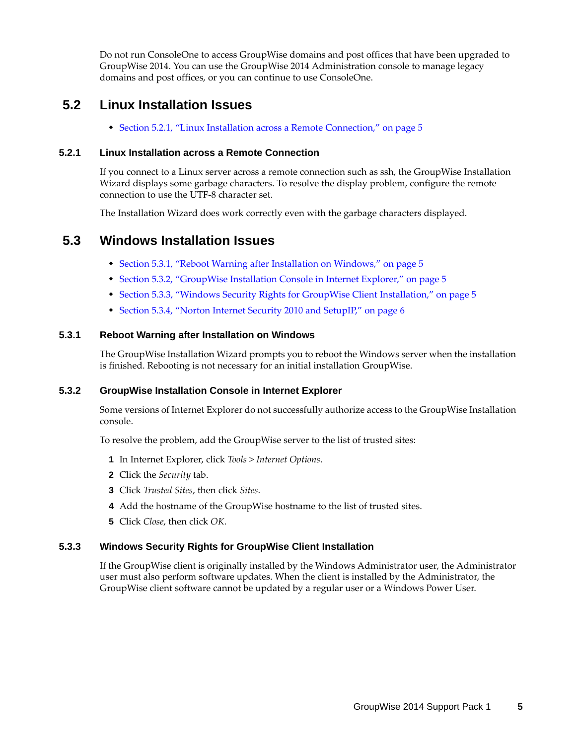Do not run ConsoleOne to access GroupWise domains and post offices that have been upgraded to GroupWise 2014. You can use the GroupWise 2014 Administration console to manage legacy domains and post offices, or you can continue to use ConsoleOne.

## 5.2 Linux Installation Issues

- Section 5.2.1, "Linux Installation across a Remote Connection," on page 5

### 5.2.1 Linux Installation across a Remote Connection

If you connect to a Linux server across a remote connection such as ssh, the GroupWise Installation Wizard displays some garbage characters. To resolve the display problem, configure the remote connection to use the UTF-8 character set.

The Installation Wizard does work correctly even with the garbage characters displayed.

## 5.3 Windows Installation Issues

- Section 5.3.1, "Reboot Warning after Installation on Windows," on page 5
- Section 5.3.2, "GroupWise Installation Console in Internet Explorer," on page 5
- Section 5.3.3, "Windows Security Rights for GroupWise Client Installation," on page 5
- Section 5.3.4, "Norton Internet Security 2010 and SetupIP," on page 6

### 5.3.1 Reboot Warning after Installation on Windows

The GroupWise Installation Wizard prompts you to reboot the Windows server when the installation is finished. Rebooting is not necessary for an initial installation GroupWise.

### 5.3.2 GroupWise Installation Console in Internet Explorer

Some versions of Internet Explorer do not successfully authorize access to the GroupWise Installation console.

To resolve the problem, add the GroupWise server to the list of trusted sites:

1. In Internet Explorer, click *Tools > Internet Options*.
2. Click the *Security* tab.
3. Click *Trusted Sites*, then click *Sites*.
4. Add the hostname of the GroupWise hostname to the list of trusted sites.
5. Click *Close*, then click *OK*.

### 5.3.3 Windows Security Rights for GroupWise Client Installation

If the GroupWise client is originally installed by the Windows Administrator user, the Administrator user must also perform software updates. When the client is installed by the Administrator, the GroupWise client software cannot be updated by a regular user or a Windows Power User.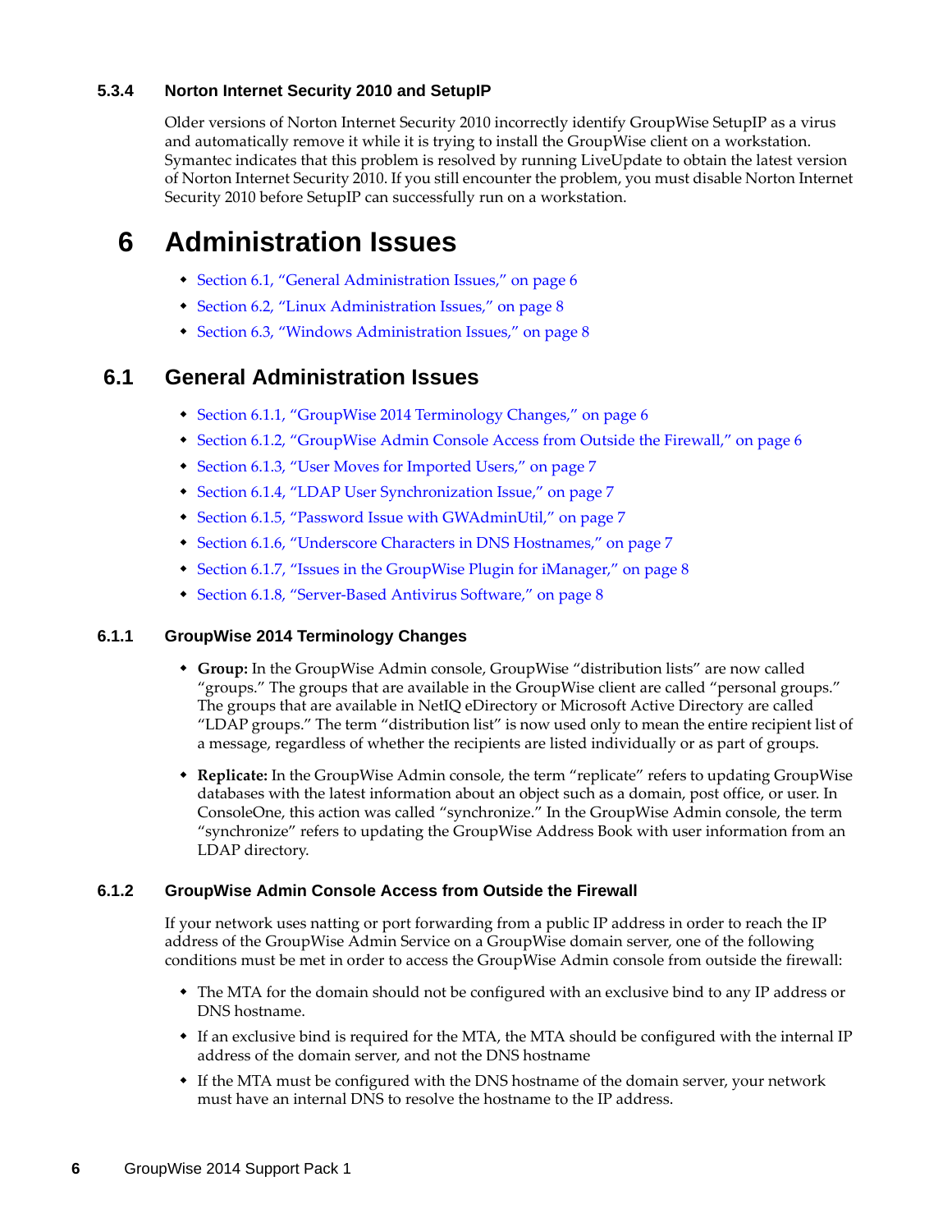#### 5.3.4 Norton Internet Security 2010 and SetupIP

Older versions of Norton Internet Security 2010 incorrectly identify GroupWise SetupIP as a virus and automatically remove it while it is trying to install the GroupWise client on a workstation. Symantec indicates that this problem is resolved by running LiveUpdate to obtain the latest version of Norton Internet Security 2010. If you still encounter the problem, you must disable Norton Internet Security 2010 before SetupIP can successfully run on a workstation.

# 6 Administration Issues

- Section 6.1, "General Administration Issues," on page 6
- Section 6.2, "Linux Administration Issues," on page 8
- Section 6.3, "Windows Administration Issues," on page 8

## 6.1 General Administration Issues

- Section 6.1.1, "GroupWise 2014 Terminology Changes," on page 6
- Section 6.1.2, "GroupWise Admin Console Access from Outside the Firewall," on page 6
- Section 6.1.3, "User Moves for Imported Users," on page 7
- Section 6.1.4, "LDAP User Synchronization Issue," on page 7
- Section 6.1.5, "Password Issue with GWAdminUtil," on page 7
- Section 6.1.6, "Underscore Characters in DNS Hostnames," on page 7
- Section 6.1.7, "Issues in the GroupWise Plugin for iManager," on page 8
- Section 6.1.8, "Server-Based Antivirus Software," on page 8

### 6.1.1 GroupWise 2014 Terminology Changes

- **Group:** In the GroupWise Admin console, GroupWise "distribution lists" are now called "groups." The groups that are available in the GroupWise client are called "personal groups." The groups that are available in NetIQ eDirectory or Microsoft Active Directory are called "LDAP groups." The term "distribution list" is now used only to mean the entire recipient list of a message, regardless of whether the recipients are listed individually or as part of groups.
- **Replicate:** In the GroupWise Admin console, the term "replicate" refers to updating GroupWise databases with the latest information about an object such as a domain, post office, or user. In ConsoleOne, this action was called "synchronize." In the GroupWise Admin console, the term "synchronize" refers to updating the GroupWise Address Book with user information from an LDAP directory.

### 6.1.2 GroupWise Admin Console Access from Outside the Firewall

If your network uses natting or port forwarding from a public IP address in order to reach the IP address of the GroupWise Admin Service on a GroupWise domain server, one of the following conditions must be met in order to access the GroupWise Admin console from outside the firewall:

- The MTA for the domain should not be configured with an exclusive bind to any IP address or DNS hostname.
- If an exclusive bind is required for the MTA, the MTA should be configured with the internal IP address of the domain server, and not the DNS hostname
- If the MTA must be configured with the DNS hostname of the domain server, your network must have an internal DNS to resolve the hostname to the IP address.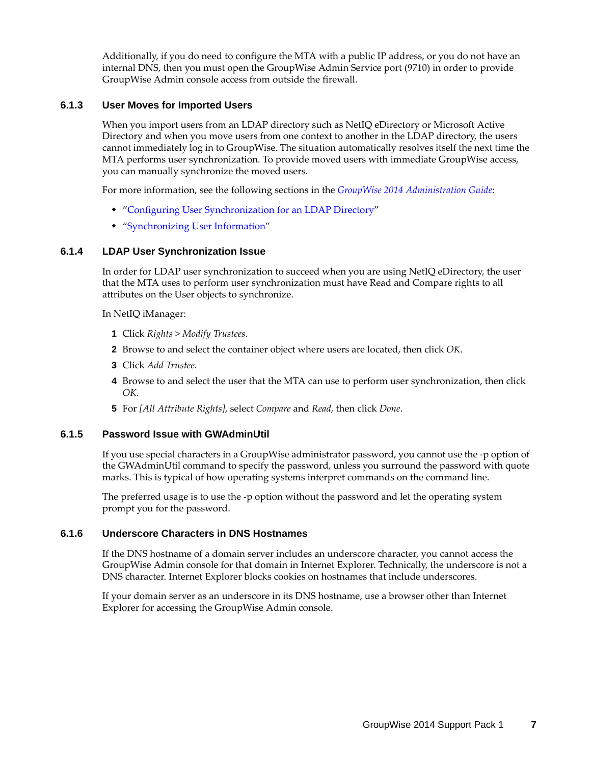Additionally, if you do need to configure the MTA with a public IP address, or you do not have an internal DNS, then you must open the GroupWise Admin Service port (9710) in order to provide GroupWise Admin console access from outside the firewall.

### 6.1.3 User Moves for Imported Users

When you import users from an LDAP directory such as NetIQ eDirectory or Microsoft Active Directory and when you move users from one context to another in the LDAP directory, the users cannot immediately log in to GroupWise. The situation automatically resolves itself the next time the MTA performs user synchronization. To provide moved users with immediate GroupWise access, you can manually synchronize the moved users.

For more information, see the following sections in the *GroupWise 2014 Administration Guide*:

- "Configuring User Synchronization for an LDAP Directory"
- "Synchronizing User Information"

### 6.1.4 LDAP User Synchronization Issue

In order for LDAP user synchronization to succeed when you are using NetIQ eDirectory, the user that the MTA uses to perform user synchronization must have Read and Compare rights to all attributes on the User objects to synchronize.

In NetIQ iManager:

1. Click *Rights* > *Modify Trustees*.
2. Browse to and select the container object where users are located, then click *OK*.
3. Click *Add Trustee*.
4. Browse to and select the user that the MTA can use to perform user synchronization, then click *OK*.
5. For *[All Attribute Rights]*, select *Compare* and *Read*, then click *Done*.

### 6.1.5 Password Issue with GWAdminUtil

If you use special characters in a GroupWise administrator password, you cannot use the -p option of the GWAdminUtil command to specify the password, unless you surround the password with quote marks. This is typical of how operating systems interpret commands on the command line.

The preferred usage is to use the -p option without the password and let the operating system prompt you for the password.

### 6.1.6 Underscore Characters in DNS Hostnames

If the DNS hostname of a domain server includes an underscore character, you cannot access the GroupWise Admin console for that domain in Internet Explorer. Technically, the underscore is not a DNS character. Internet Explorer blocks cookies on hostnames that include underscores.

If your domain server as an underscore in its DNS hostname, use a browser other than Internet Explorer for accessing the GroupWise Admin console.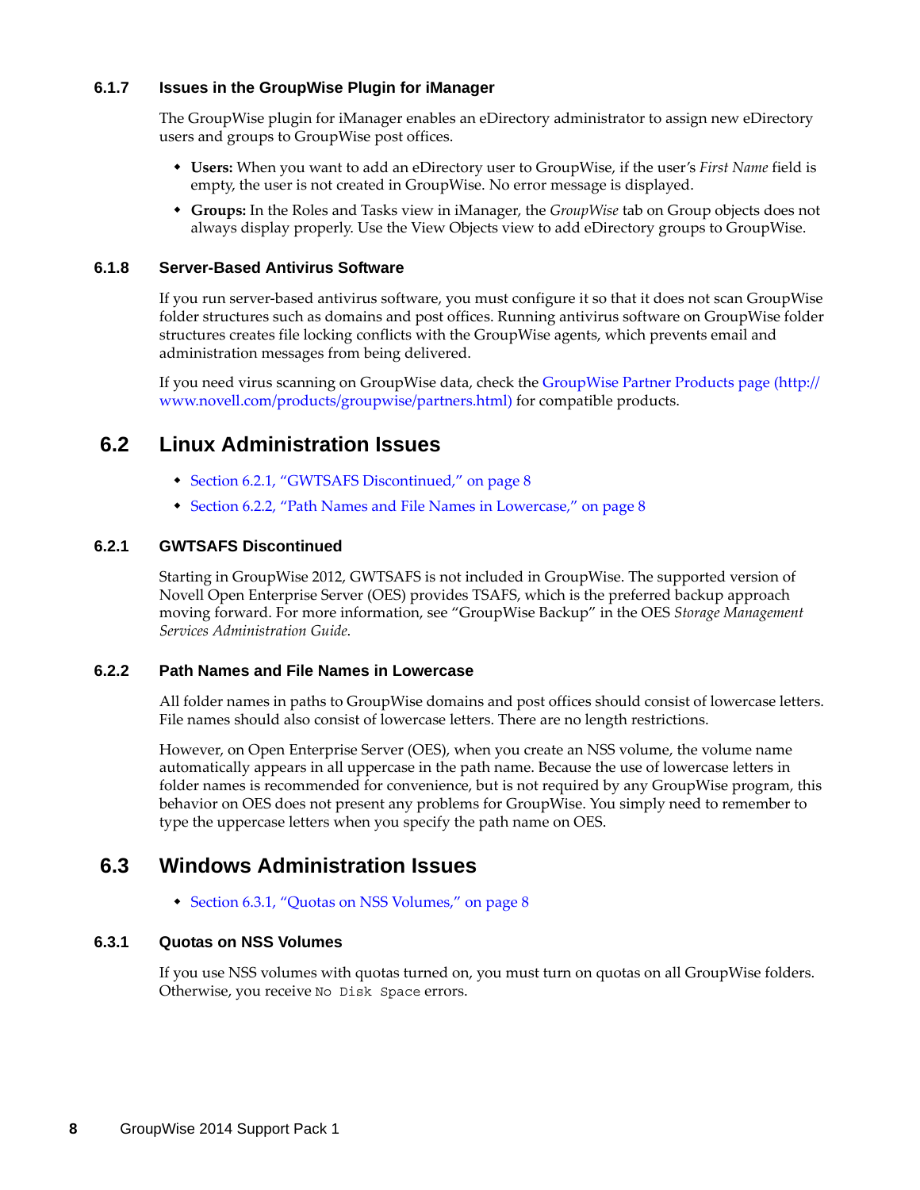### 6.1.7 Issues in the GroupWise Plugin for iManager

The GroupWise plugin for iManager enables an eDirectory administrator to assign new eDirectory users and groups to GroupWise post offices.

- **Users:** When you want to add an eDirectory user to GroupWise, if the user's *First Name* field is empty, the user is not created in GroupWise. No error message is displayed.
- **Groups:** In the Roles and Tasks view in iManager, the *GroupWise* tab on Group objects does not always display properly. Use the View Objects view to add eDirectory groups to GroupWise.

### 6.1.8 Server-Based Antivirus Software

If you run server-based antivirus software, you must configure it so that it does not scan GroupWise folder structures such as domains and post offices. Running antivirus software on GroupWise folder structures creates file locking conflicts with the GroupWise agents, which prevents email and administration messages from being delivered.

If you need virus scanning on GroupWise data, check the GroupWise Partner Products page (http://www.novell.com/products/groupwise/partners.html) for compatible products.

## 6.2 Linux Administration Issues

- Section 6.2.1, "GWTSAFS Discontinued," on page 8
- Section 6.2.2, "Path Names and File Names in Lowercase," on page 8

### 6.2.1 GWTSAFS Discontinued

Starting in GroupWise 2012, GWTSAFS is not included in GroupWise. The supported version of Novell Open Enterprise Server (OES) provides TSAFS, which is the preferred backup approach moving forward. For more information, see "GroupWise Backup" in the OES *Storage Management Services Administration Guide*.

### 6.2.2 Path Names and File Names in Lowercase

All folder names in paths to GroupWise domains and post offices should consist of lowercase letters. File names should also consist of lowercase letters. There are no length restrictions.

However, on Open Enterprise Server (OES), when you create an NSS volume, the volume name automatically appears in all uppercase in the path name. Because the use of lowercase letters in folder names is recommended for convenience, but is not required by any GroupWise program, this behavior on OES does not present any problems for GroupWise. You simply need to remember to type the uppercase letters when you specify the path name on OES.

## 6.3 Windows Administration Issues

- Section 6.3.1, "Quotas on NSS Volumes," on page 8

### 6.3.1 Quotas on NSS Volumes

If you use NSS volumes with quotas turned on, you must turn on quotas on all GroupWise folders. Otherwise, you receive `No Disk Space` errors.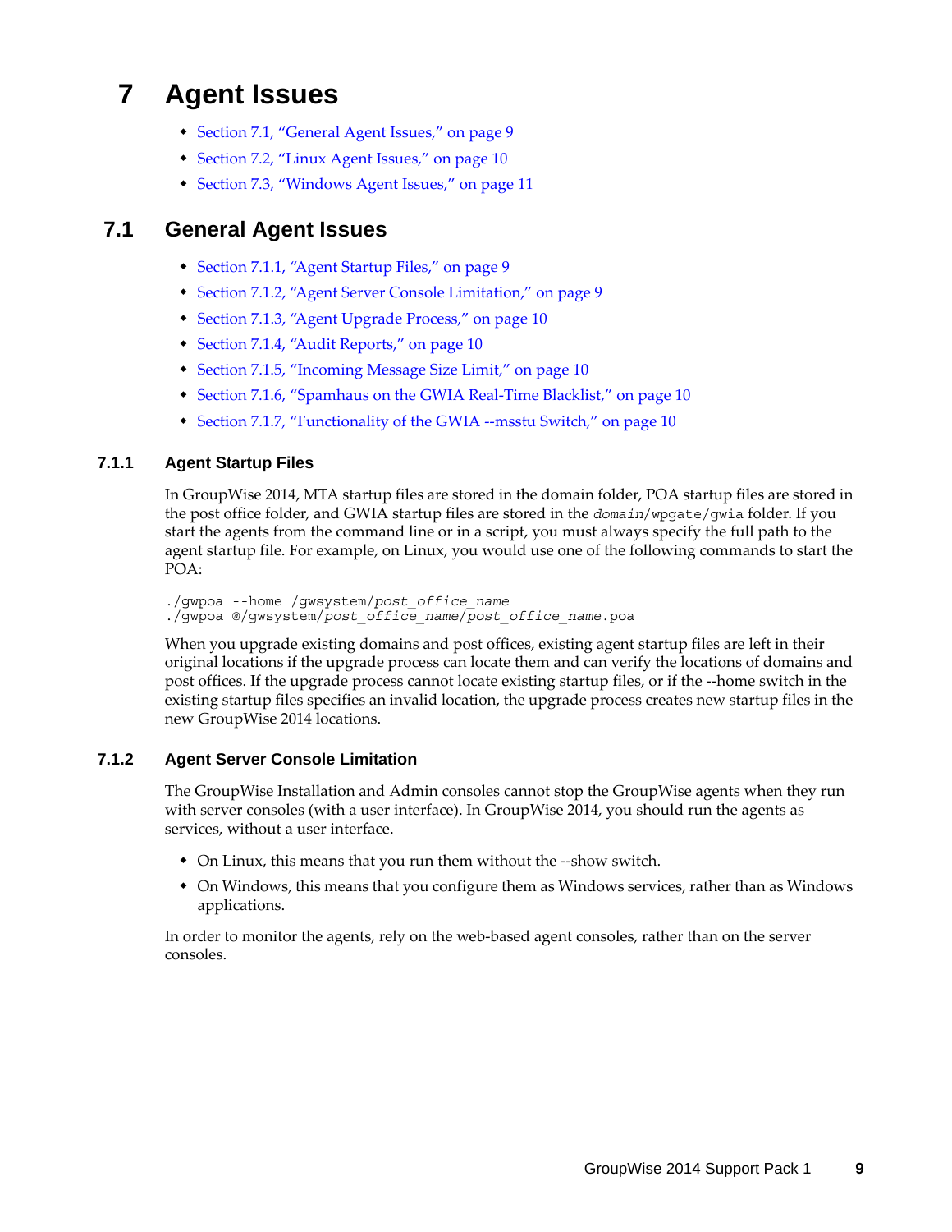# 7 Agent Issues

- Section 7.1, "General Agent Issues," on page 9
- Section 7.2, "Linux Agent Issues," on page 10
- Section 7.3, "Windows Agent Issues," on page 11

## 7.1 General Agent Issues

- Section 7.1.1, "Agent Startup Files," on page 9
- Section 7.1.2, "Agent Server Console Limitation," on page 9
- Section 7.1.3, "Agent Upgrade Process," on page 10
- Section 7.1.4, "Audit Reports," on page 10
- Section 7.1.5, "Incoming Message Size Limit," on page 10
- Section 7.1.6, "Spamhaus on the GWIA Real-Time Blacklist," on page 10
- Section 7.1.7, "Functionality of the GWIA --msstu Switch," on page 10

### 7.1.1 Agent Startup Files

In GroupWise 2014, MTA startup files are stored in the domain folder, POA startup files are stored in the post office folder, and GWIA startup files are stored in the `domain/wpgate/gwia` folder. If you start the agents from the command line or in a script, you must always specify the full path to the agent startup file. For example, on Linux, you would use one of the following commands to start the POA:

```
./gwpoa --home /gwsystem/post_office_name
./gwpoa @/gwsystem/post_office_name/post_office_name.poa
```

When you upgrade existing domains and post offices, existing agent startup files are left in their original locations if the upgrade process can locate them and can verify the locations of domains and post offices. If the upgrade process cannot locate existing startup files, or if the --home switch in the existing startup files specifies an invalid location, the upgrade process creates new startup files in the new GroupWise 2014 locations.

### 7.1.2 Agent Server Console Limitation

The GroupWise Installation and Admin consoles cannot stop the GroupWise agents when they run with server consoles (with a user interface). In GroupWise 2014, you should run the agents as services, without a user interface.

- On Linux, this means that you run them without the --show switch.
- On Windows, this means that you configure them as Windows services, rather than as Windows applications.

In order to monitor the agents, rely on the web-based agent consoles, rather than on the server consoles.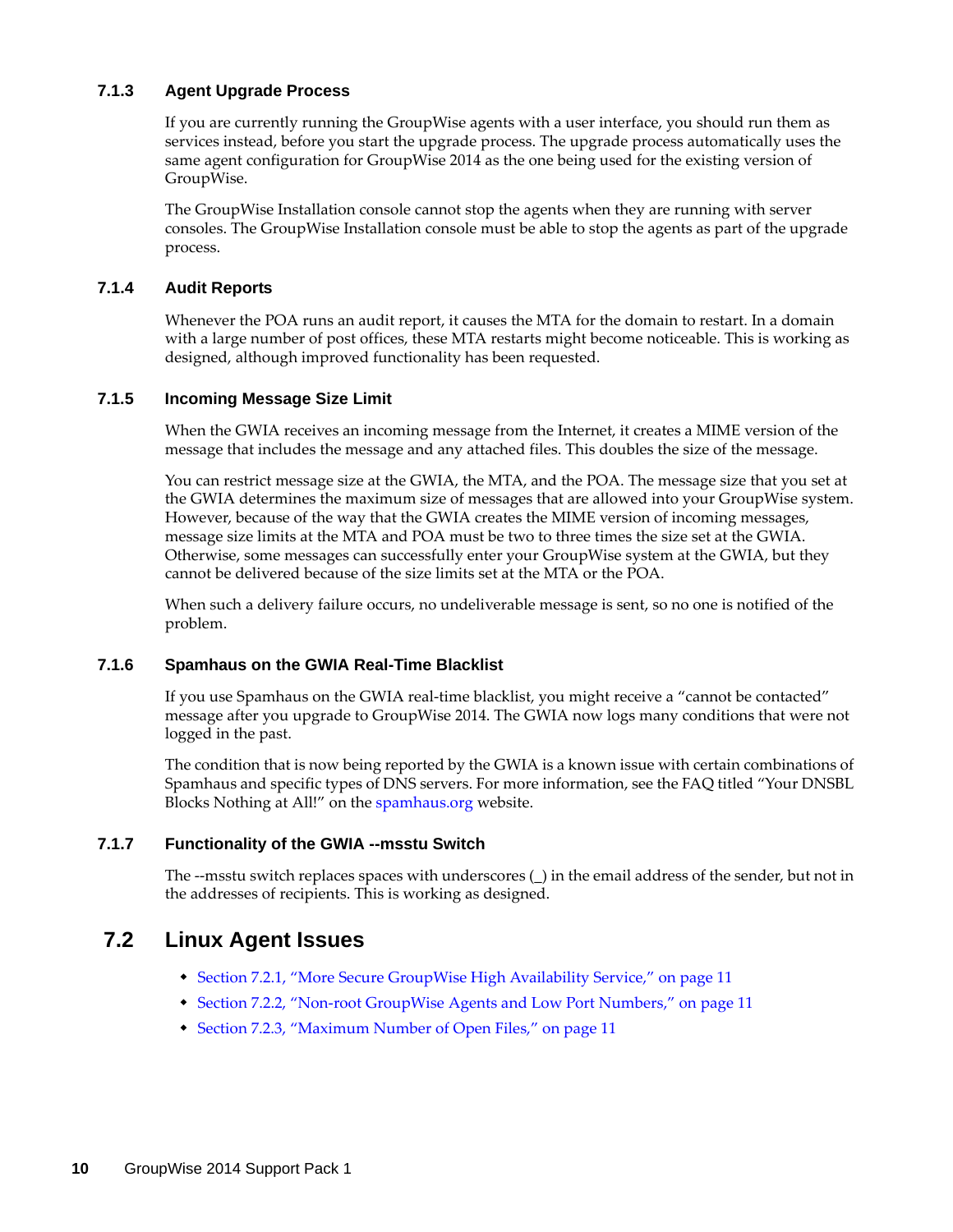### 7.1.3 Agent Upgrade Process

If you are currently running the GroupWise agents with a user interface, you should run them as services instead, before you start the upgrade process. The upgrade process automatically uses the same agent configuration for GroupWise 2014 as the one being used for the existing version of GroupWise.

The GroupWise Installation console cannot stop the agents when they are running with server consoles. The GroupWise Installation console must be able to stop the agents as part of the upgrade process.

### 7.1.4 Audit Reports

Whenever the POA runs an audit report, it causes the MTA for the domain to restart. In a domain with a large number of post offices, these MTA restarts might become noticeable. This is working as designed, although improved functionality has been requested.

### 7.1.5 Incoming Message Size Limit

When the GWIA receives an incoming message from the Internet, it creates a MIME version of the message that includes the message and any attached files. This doubles the size of the message.

You can restrict message size at the GWIA, the MTA, and the POA. The message size that you set at the GWIA determines the maximum size of messages that are allowed into your GroupWise system. However, because of the way that the GWIA creates the MIME version of incoming messages, message size limits at the MTA and POA must be two to three times the size set at the GWIA. Otherwise, some messages can successfully enter your GroupWise system at the GWIA, but they cannot be delivered because of the size limits set at the MTA or the POA.

When such a delivery failure occurs, no undeliverable message is sent, so no one is notified of the problem.

### 7.1.6 Spamhaus on the GWIA Real-Time Blacklist

If you use Spamhaus on the GWIA real-time blacklist, you might receive a "cannot be contacted" message after you upgrade to GroupWise 2014. The GWIA now logs many conditions that were not logged in the past.

The condition that is now being reported by the GWIA is a known issue with certain combinations of Spamhaus and specific types of DNS servers. For more information, see the FAQ titled "Your DNSBL Blocks Nothing at All!" on the spamhaus.org website.

### 7.1.7 Functionality of the GWIA --msstu Switch

The --msstu switch replaces spaces with underscores (_) in the email address of the sender, but not in the addresses of recipients. This is working as designed.

## 7.2 Linux Agent Issues

- Section 7.2.1, "More Secure GroupWise High Availability Service," on page 11
- Section 7.2.2, "Non-root GroupWise Agents and Low Port Numbers," on page 11
- Section 7.2.3, "Maximum Number of Open Files," on page 11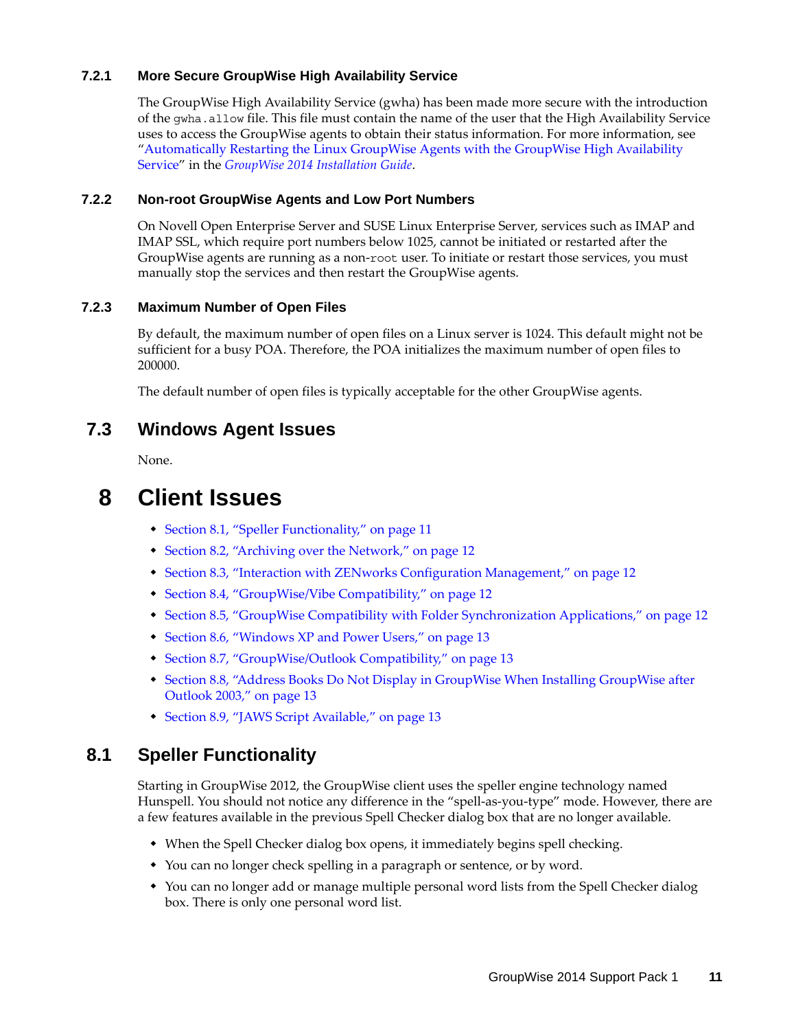### 7.2.1 More Secure GroupWise High Availability Service

The GroupWise High Availability Service (gwha) has been made more secure with the introduction of the `gwha.allow` file. This file must contain the name of the user that the High Availability Service uses to access the GroupWise agents to obtain their status information. For more information, see "Automatically Restarting the Linux GroupWise Agents with the GroupWise High Availability Service" in the *GroupWise 2014 Installation Guide*.

### 7.2.2 Non-root GroupWise Agents and Low Port Numbers

On Novell Open Enterprise Server and SUSE Linux Enterprise Server, services such as IMAP and IMAP SSL, which require port numbers below 1025, cannot be initiated or restarted after the GroupWise agents are running as a non-`root` user. To initiate or restart those services, you must manually stop the services and then restart the GroupWise agents.

### 7.2.3 Maximum Number of Open Files

By default, the maximum number of open files on a Linux server is 1024. This default might not be sufficient for a busy POA. Therefore, the POA initializes the maximum number of open files to 200000.

The default number of open files is typically acceptable for the other GroupWise agents.

## 7.3 Windows Agent Issues

None.

# 8 Client Issues

- Section 8.1, "Speller Functionality," on page 11
- Section 8.2, "Archiving over the Network," on page 12
- Section 8.3, "Interaction with ZENworks Configuration Management," on page 12
- Section 8.4, "GroupWise/Vibe Compatibility," on page 12
- Section 8.5, "GroupWise Compatibility with Folder Synchronization Applications," on page 12
- Section 8.6, "Windows XP and Power Users," on page 13
- Section 8.7, "GroupWise/Outlook Compatibility," on page 13
- Section 8.8, "Address Books Do Not Display in GroupWise When Installing GroupWise after Outlook 2003," on page 13
- Section 8.9, "JAWS Script Available," on page 13

## 8.1 Speller Functionality

Starting in GroupWise 2012, the GroupWise client uses the speller engine technology named Hunspell. You should not notice any difference in the "spell-as-you-type" mode. However, there are a few features available in the previous Spell Checker dialog box that are no longer available.

- When the Spell Checker dialog box opens, it immediately begins spell checking.
- You can no longer check spelling in a paragraph or sentence, or by word.
- You can no longer add or manage multiple personal word lists from the Spell Checker dialog box. There is only one personal word list.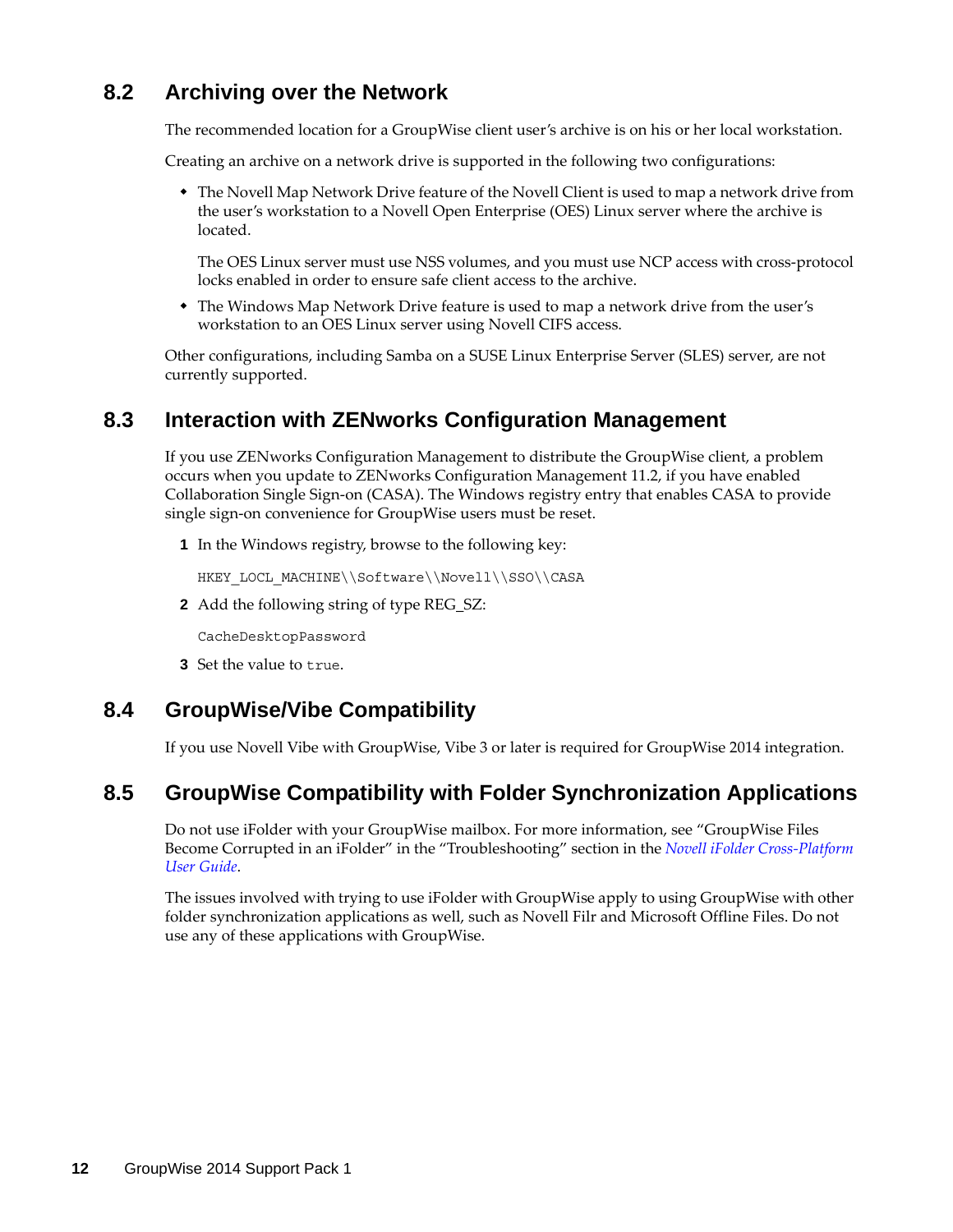## 8.2 Archiving over the Network

The recommended location for a GroupWise client user's archive is on his or her local workstation.

Creating an archive on a network drive is supported in the following two configurations:

- The Novell Map Network Drive feature of the Novell Client is used to map a network drive from the user's workstation to a Novell Open Enterprise (OES) Linux server where the archive is located.

  The OES Linux server must use NSS volumes, and you must use NCP access with cross-protocol locks enabled in order to ensure safe client access to the archive.

- The Windows Map Network Drive feature is used to map a network drive from the user's workstation to an OES Linux server using Novell CIFS access.

Other configurations, including Samba on a SUSE Linux Enterprise Server (SLES) server, are not currently supported.

## 8.3 Interaction with ZENworks Configuration Management

If you use ZENworks Configuration Management to distribute the GroupWise client, a problem occurs when you update to ZENworks Configuration Management 11.2, if you have enabled Collaboration Single Sign-on (CASA). The Windows registry entry that enables CASA to provide single sign-on convenience for GroupWise users must be reset.

1. In the Windows registry, browse to the following key:

   ```
   HKEY_LOCL_MACHINE\\Software\\Novell\\SSO\\CASA
   ```

2. Add the following string of type REG_SZ:

   ```
   CacheDesktopPassword
   ```

3. Set the value to `true`.

## 8.4 GroupWise/Vibe Compatibility

If you use Novell Vibe with GroupWise, Vibe 3 or later is required for GroupWise 2014 integration.

## 8.5 GroupWise Compatibility with Folder Synchronization Applications

Do not use iFolder with your GroupWise mailbox. For more information, see "GroupWise Files Become Corrupted in an iFolder" in the "Troubleshooting" section in the *Novell iFolder Cross-Platform User Guide*.

The issues involved with trying to use iFolder with GroupWise apply to using GroupWise with other folder synchronization applications as well, such as Novell Filr and Microsoft Offline Files. Do not use any of these applications with GroupWise.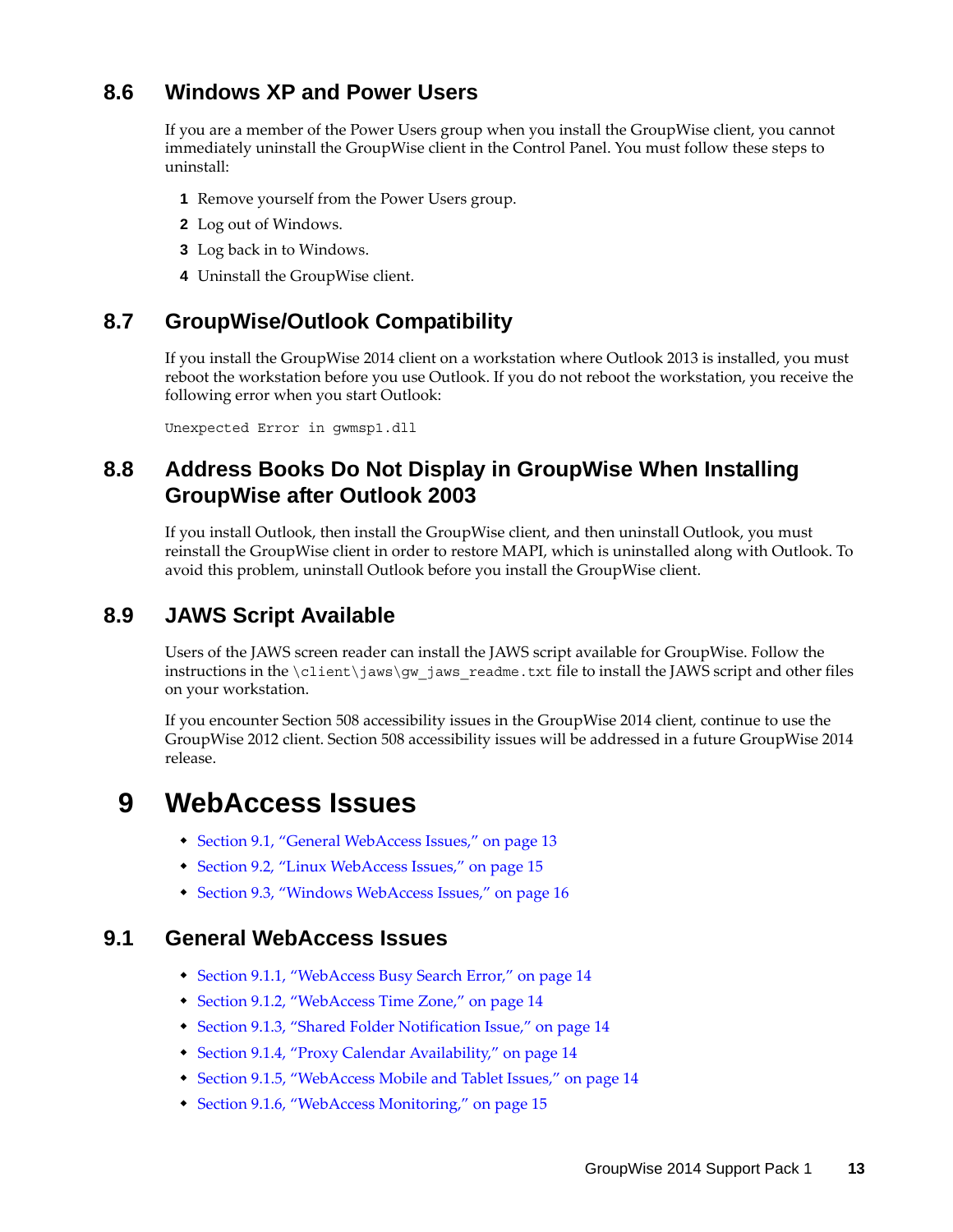## 8.6 Windows XP and Power Users

If you are a member of the Power Users group when you install the GroupWise client, you cannot immediately uninstall the GroupWise client in the Control Panel. You must follow these steps to uninstall:

1. Remove yourself from the Power Users group.
2. Log out of Windows.
3. Log back in to Windows.
4. Uninstall the GroupWise client.

## 8.7 GroupWise/Outlook Compatibility

If you install the GroupWise 2014 client on a workstation where Outlook 2013 is installed, you must reboot the workstation before you use Outlook. If you do not reboot the workstation, you receive the following error when you start Outlook:

```
Unexpected Error in gwmsp1.dll
```

## 8.8 Address Books Do Not Display in GroupWise When Installing GroupWise after Outlook 2003

If you install Outlook, then install the GroupWise client, and then uninstall Outlook, you must reinstall the GroupWise client in order to restore MAPI, which is uninstalled along with Outlook. To avoid this problem, uninstall Outlook before you install the GroupWise client.

## 8.9 JAWS Script Available

Users of the JAWS screen reader can install the JAWS script available for GroupWise. Follow the instructions in the `\client\jaws\gw_jaws_readme.txt` file to install the JAWS script and other files on your workstation.

If you encounter Section 508 accessibility issues in the GroupWise 2014 client, continue to use the GroupWise 2012 client. Section 508 accessibility issues will be addressed in a future GroupWise 2014 release.

# 9 WebAccess Issues

- Section 9.1, "General WebAccess Issues," on page 13
- Section 9.2, "Linux WebAccess Issues," on page 15
- Section 9.3, "Windows WebAccess Issues," on page 16

## 9.1 General WebAccess Issues

- Section 9.1.1, "WebAccess Busy Search Error," on page 14
- Section 9.1.2, "WebAccess Time Zone," on page 14
- Section 9.1.3, "Shared Folder Notification Issue," on page 14
- Section 9.1.4, "Proxy Calendar Availability," on page 14
- Section 9.1.5, "WebAccess Mobile and Tablet Issues," on page 14
- Section 9.1.6, "WebAccess Monitoring," on page 15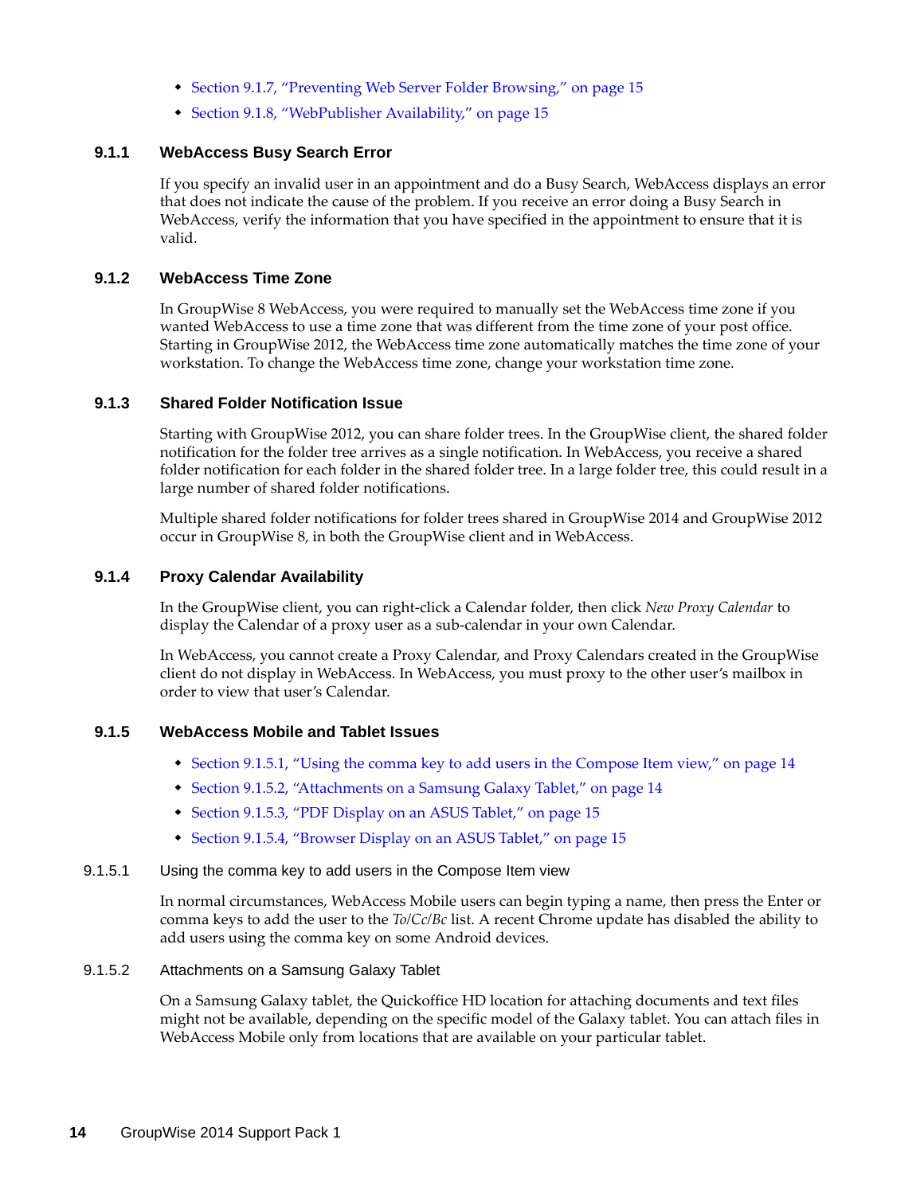- Section 9.1.7, "Preventing Web Server Folder Browsing," on page 15
- Section 9.1.8, "WebPublisher Availability," on page 15

### 9.1.1 WebAccess Busy Search Error

If you specify an invalid user in an appointment and do a Busy Search, WebAccess displays an error that does not indicate the cause of the problem. If you receive an error doing a Busy Search in WebAccess, verify the information that you have specified in the appointment to ensure that it is valid.

### 9.1.2 WebAccess Time Zone

In GroupWise 8 WebAccess, you were required to manually set the WebAccess time zone if you wanted WebAccess to use a time zone that was different from the time zone of your post office. Starting in GroupWise 2012, the WebAccess time zone automatically matches the time zone of your workstation. To change the WebAccess time zone, change your workstation time zone.

### 9.1.3 Shared Folder Notification Issue

Starting with GroupWise 2012, you can share folder trees. In the GroupWise client, the shared folder notification for the folder tree arrives as a single notification. In WebAccess, you receive a shared folder notification for each folder in the shared folder tree. In a large folder tree, this could result in a large number of shared folder notifications.

Multiple shared folder notifications for folder trees shared in GroupWise 2014 and GroupWise 2012 occur in GroupWise 8, in both the GroupWise client and in WebAccess.

### 9.1.4 Proxy Calendar Availability

In the GroupWise client, you can right-click a Calendar folder, then click *New Proxy Calendar* to display the Calendar of a proxy user as a sub-calendar in your own Calendar.

In WebAccess, you cannot create a Proxy Calendar, and Proxy Calendars created in the GroupWise client do not display in WebAccess. In WebAccess, you must proxy to the other user's mailbox in order to view that user's Calendar.

### 9.1.5 WebAccess Mobile and Tablet Issues

- Section 9.1.5.1, "Using the comma key to add users in the Compose Item view," on page 14
- Section 9.1.5.2, "Attachments on a Samsung Galaxy Tablet," on page 14
- Section 9.1.5.3, "PDF Display on an ASUS Tablet," on page 15
- Section 9.1.5.4, "Browser Display on an ASUS Tablet," on page 15

#### 9.1.5.1 Using the comma key to add users in the Compose Item view

In normal circumstances, WebAccess Mobile users can begin typing a name, then press the Enter or comma keys to add the user to the *To*/*Cc*/*Bc* list. A recent Chrome update has disabled the ability to add users using the comma key on some Android devices.

#### 9.1.5.2 Attachments on a Samsung Galaxy Tablet

On a Samsung Galaxy tablet, the Quickoffice HD location for attaching documents and text files might not be available, depending on the specific model of the Galaxy tablet. You can attach files in WebAccess Mobile only from locations that are available on your particular tablet.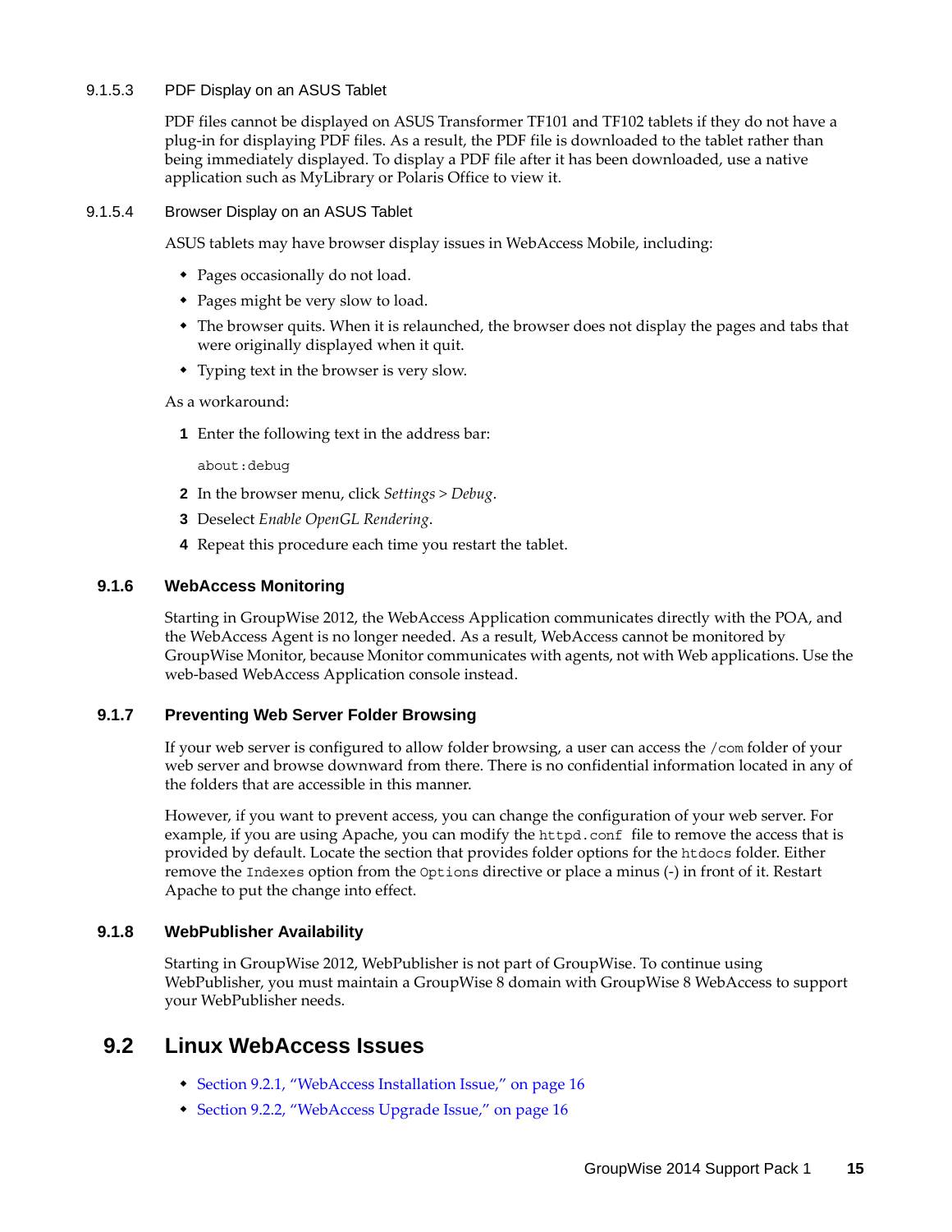#### 9.1.5.3 PDF Display on an ASUS Tablet

PDF files cannot be displayed on ASUS Transformer TF101 and TF102 tablets if they do not have a plug-in for displaying PDF files. As a result, the PDF file is downloaded to the tablet rather than being immediately displayed. To display a PDF file after it has been downloaded, use a native application such as MyLibrary or Polaris Office to view it.

#### 9.1.5.4 Browser Display on an ASUS Tablet

ASUS tablets may have browser display issues in WebAccess Mobile, including:

- Pages occasionally do not load.
- Pages might be very slow to load.
- The browser quits. When it is relaunched, the browser does not display the pages and tabs that were originally displayed when it quit.
- Typing text in the browser is very slow.

As a workaround:

1. Enter the following text in the address bar:

   ```
   about:debug
   ```

2. In the browser menu, click *Settings* > *Debug*.
3. Deselect *Enable OpenGL Rendering*.
4. Repeat this procedure each time you restart the tablet.

### 9.1.6 WebAccess Monitoring

Starting in GroupWise 2012, the WebAccess Application communicates directly with the POA, and the WebAccess Agent is no longer needed. As a result, WebAccess cannot be monitored by GroupWise Monitor, because Monitor communicates with agents, not with Web applications. Use the web-based WebAccess Application console instead.

### 9.1.7 Preventing Web Server Folder Browsing

If your web server is configured to allow folder browsing, a user can access the `/com` folder of your web server and browse downward from there. There is no confidential information located in any of the folders that are accessible in this manner.

However, if you want to prevent access, you can change the configuration of your web server. For example, if you are using Apache, you can modify the `httpd.conf` file to remove the access that is provided by default. Locate the section that provides folder options for the `htdocs` folder. Either remove the `Indexes` option from the `Options` directive or place a minus (-) in front of it. Restart Apache to put the change into effect.

### 9.1.8 WebPublisher Availability

Starting in GroupWise 2012, WebPublisher is not part of GroupWise. To continue using WebPublisher, you must maintain a GroupWise 8 domain with GroupWise 8 WebAccess to support your WebPublisher needs.

## 9.2 Linux WebAccess Issues

- Section 9.2.1, "WebAccess Installation Issue," on page 16
- Section 9.2.2, "WebAccess Upgrade Issue," on page 16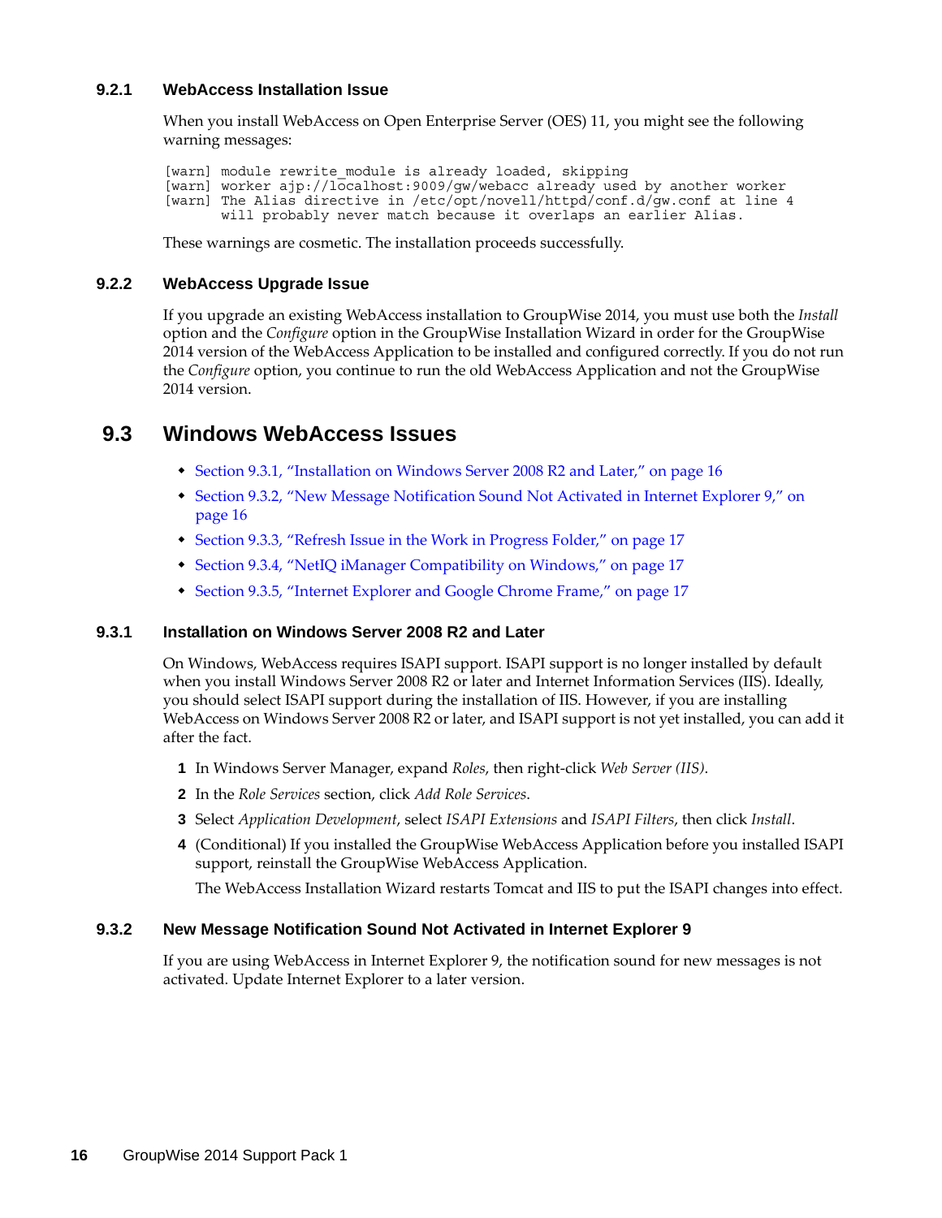### 9.2.1 WebAccess Installation Issue

When you install WebAccess on Open Enterprise Server (OES) 11, you might see the following warning messages:

```
[warn] module rewrite_module is already loaded, skipping
[warn] worker ajp://localhost:9009/gw/webacc already used by another worker
[warn] The Alias directive in /etc/opt/novell/httpd/conf.d/gw.conf at line 4
       will probably never match because it overlaps an earlier Alias.
```

These warnings are cosmetic. The installation proceeds successfully.

### 9.2.2 WebAccess Upgrade Issue

If you upgrade an existing WebAccess installation to GroupWise 2014, you must use both the *Install* option and the *Configure* option in the GroupWise Installation Wizard in order for the GroupWise 2014 version of the WebAccess Application to be installed and configured correctly. If you do not run the *Configure* option, you continue to run the old WebAccess Application and not the GroupWise 2014 version.

## 9.3 Windows WebAccess Issues

- Section 9.3.1, "Installation on Windows Server 2008 R2 and Later," on page 16
- Section 9.3.2, "New Message Notification Sound Not Activated in Internet Explorer 9," on page 16
- Section 9.3.3, "Refresh Issue in the Work in Progress Folder," on page 17
- Section 9.3.4, "NetIQ iManager Compatibility on Windows," on page 17
- Section 9.3.5, "Internet Explorer and Google Chrome Frame," on page 17

### 9.3.1 Installation on Windows Server 2008 R2 and Later

On Windows, WebAccess requires ISAPI support. ISAPI support is no longer installed by default when you install Windows Server 2008 R2 or later and Internet Information Services (IIS). Ideally, you should select ISAPI support during the installation of IIS. However, if you are installing WebAccess on Windows Server 2008 R2 or later, and ISAPI support is not yet installed, you can add it after the fact.

1. In Windows Server Manager, expand *Roles*, then right-click *Web Server (IIS)*.
2. In the *Role Services* section, click *Add Role Services*.
3. Select *Application Development*, select *ISAPI Extensions* and *ISAPI Filters*, then click *Install*.
4. (Conditional) If you installed the GroupWise WebAccess Application before you installed ISAPI support, reinstall the GroupWise WebAccess Application.

   The WebAccess Installation Wizard restarts Tomcat and IIS to put the ISAPI changes into effect.

### 9.3.2 New Message Notification Sound Not Activated in Internet Explorer 9

If you are using WebAccess in Internet Explorer 9, the notification sound for new messages is not activated. Update Internet Explorer to a later version.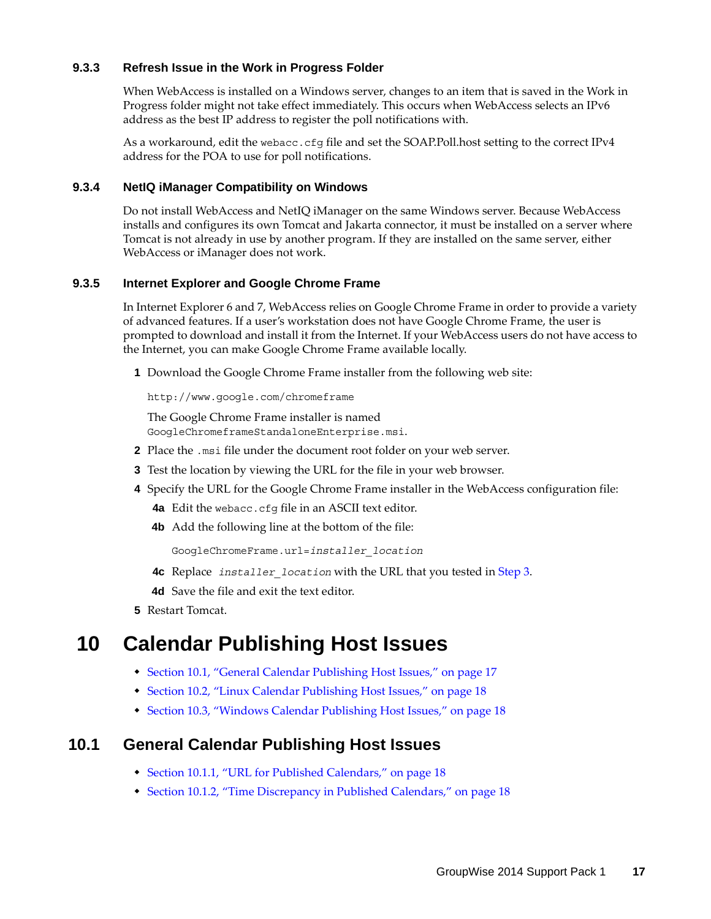### 9.3.3 Refresh Issue in the Work in Progress Folder

When WebAccess is installed on a Windows server, changes to an item that is saved in the Work in Progress folder might not take effect immediately. This occurs when WebAccess selects an IPv6 address as the best IP address to register the poll notifications with.

As a workaround, edit the `webacc.cfg` file and set the SOAP.Poll.host setting to the correct IPv4 address for the POA to use for poll notifications.

### 9.3.4 NetIQ iManager Compatibility on Windows

Do not install WebAccess and NetIQ iManager on the same Windows server. Because WebAccess installs and configures its own Tomcat and Jakarta connector, it must be installed on a server where Tomcat is not already in use by another program. If they are installed on the same server, either WebAccess or iManager does not work.

### 9.3.5 Internet Explorer and Google Chrome Frame

In Internet Explorer 6 and 7, WebAccess relies on Google Chrome Frame in order to provide a variety of advanced features. If a user's workstation does not have Google Chrome Frame, the user is prompted to download and install it from the Internet. If your WebAccess users do not have access to the Internet, you can make Google Chrome Frame available locally.

1. Download the Google Chrome Frame installer from the following web site:

   `http://www.google.com/chromeframe`

   The Google Chrome Frame installer is named `GoogleChromeframeStandaloneEnterprise.msi`.
2. Place the `.msi` file under the document root folder on your web server.
3. Test the location by viewing the URL for the file in your web browser.
4. Specify the URL for the Google Chrome Frame installer in the WebAccess configuration file:

   **4a** Edit the `webacc.cfg` file in an ASCII text editor.

   **4b** Add the following line at the bottom of the file:

   ```
   GoogleChromeFrame.url=installer_location
   ```

   **4c** Replace *`installer_location`* with the URL that you tested in Step 3.

   **4d** Save the file and exit the text editor.
5. Restart Tomcat.

# 10 Calendar Publishing Host Issues

- Section 10.1, "General Calendar Publishing Host Issues," on page 17
- Section 10.2, "Linux Calendar Publishing Host Issues," on page 18
- Section 10.3, "Windows Calendar Publishing Host Issues," on page 18

## 10.1 General Calendar Publishing Host Issues

- Section 10.1.1, "URL for Published Calendars," on page 18
- Section 10.1.2, "Time Discrepancy in Published Calendars," on page 18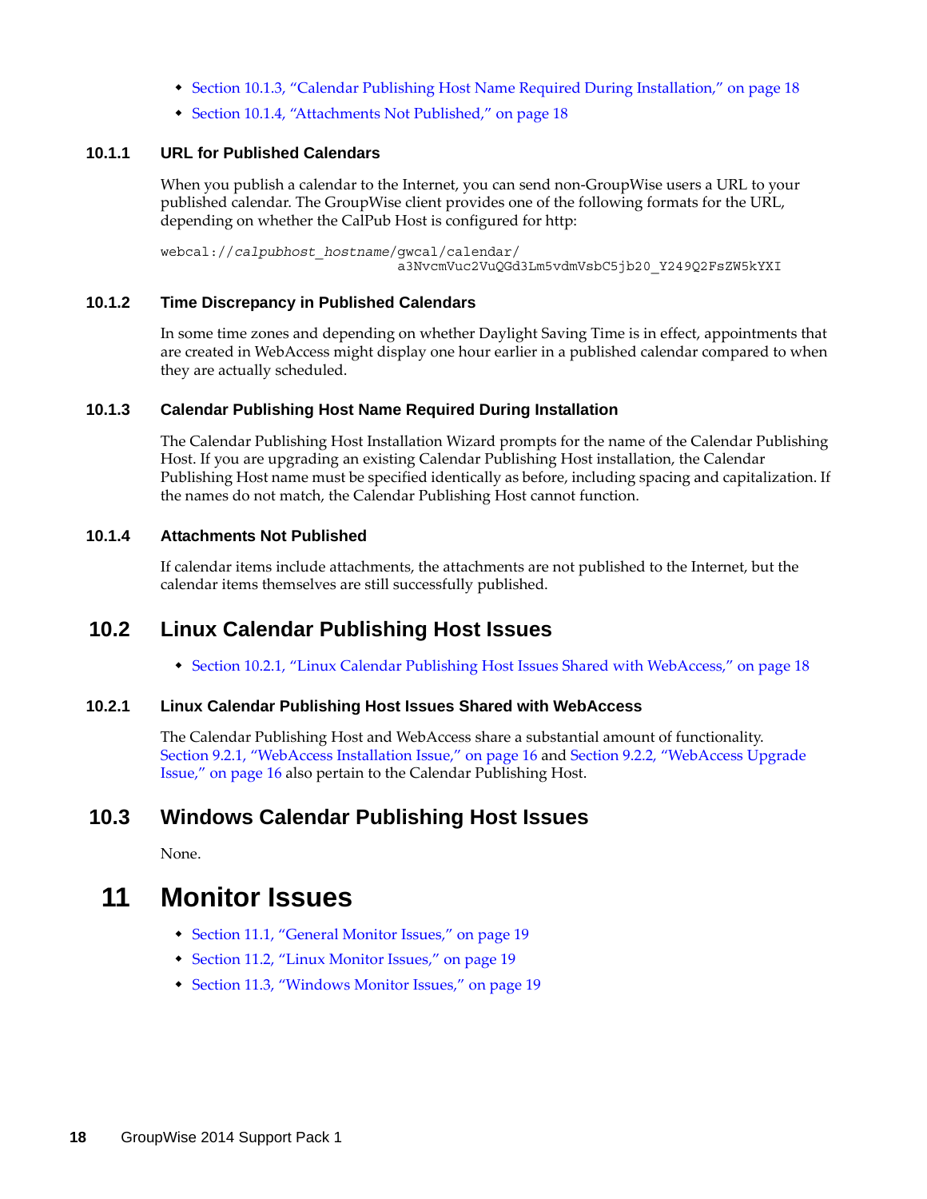* Section 10.1.3, "Calendar Publishing Host Name Required During Installation," on page 18
* Section 10.1.4, "Attachments Not Published," on page 18

### 10.1.1 URL for Published Calendars

When you publish a calendar to the Internet, you can send non-GroupWise users a URL to your published calendar. The GroupWise client provides one of the following formats for the URL, depending on whether the CalPub Host is configured for http:

```
webcal://calpubhost_hostname/gwcal/calendar/
                                a3NvcmVuc2VuQGd3Lm5vdmVsbC5jb20_Y249Q2FsZW5kYXI
```

### 10.1.2 Time Discrepancy in Published Calendars

In some time zones and depending on whether Daylight Saving Time is in effect, appointments that are created in WebAccess might display one hour earlier in a published calendar compared to when they are actually scheduled.

### 10.1.3 Calendar Publishing Host Name Required During Installation

The Calendar Publishing Host Installation Wizard prompts for the name of the Calendar Publishing Host. If you are upgrading an existing Calendar Publishing Host installation, the Calendar Publishing Host name must be specified identically as before, including spacing and capitalization. If the names do not match, the Calendar Publishing Host cannot function.

### 10.1.4 Attachments Not Published

If calendar items include attachments, the attachments are not published to the Internet, but the calendar items themselves are still successfully published.

## 10.2 Linux Calendar Publishing Host Issues

* Section 10.2.1, "Linux Calendar Publishing Host Issues Shared with WebAccess," on page 18

### 10.2.1 Linux Calendar Publishing Host Issues Shared with WebAccess

The Calendar Publishing Host and WebAccess share a substantial amount of functionality. Section 9.2.1, "WebAccess Installation Issue," on page 16 and Section 9.2.2, "WebAccess Upgrade Issue," on page 16 also pertain to the Calendar Publishing Host.

## 10.3 Windows Calendar Publishing Host Issues

None.

# 11 Monitor Issues

* Section 11.1, "General Monitor Issues," on page 19
* Section 11.2, "Linux Monitor Issues," on page 19
* Section 11.3, "Windows Monitor Issues," on page 19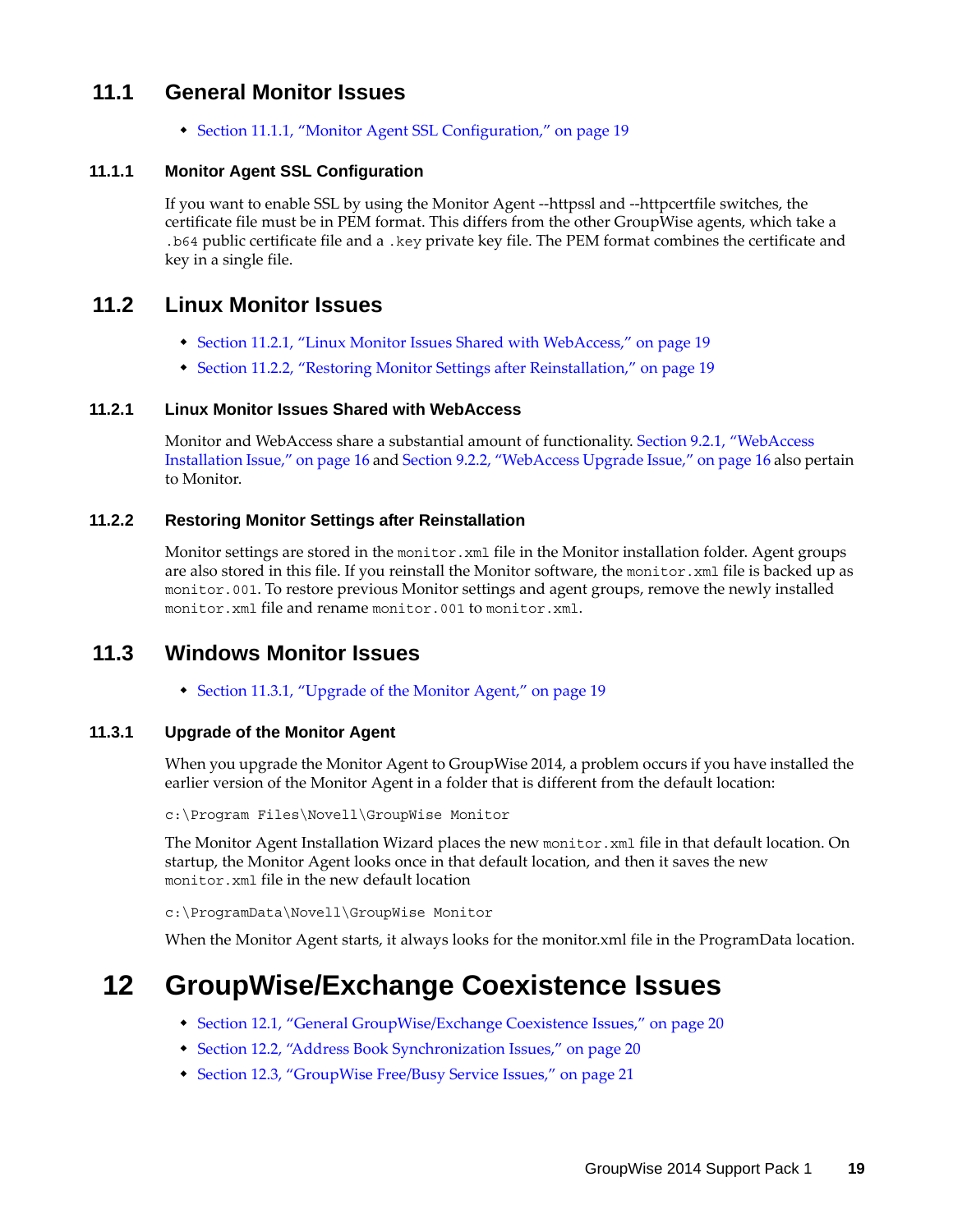## 11.1 General Monitor Issues

- Section 11.1.1, "Monitor Agent SSL Configuration," on page 19

### 11.1.1 Monitor Agent SSL Configuration

If you want to enable SSL by using the Monitor Agent --httpssl and --httpcertfile switches, the certificate file must be in PEM format. This differs from the other GroupWise agents, which take a `.b64` public certificate file and a `.key` private key file. The PEM format combines the certificate and key in a single file.

## 11.2 Linux Monitor Issues

- Section 11.2.1, "Linux Monitor Issues Shared with WebAccess," on page 19
- Section 11.2.2, "Restoring Monitor Settings after Reinstallation," on page 19

### 11.2.1 Linux Monitor Issues Shared with WebAccess

Monitor and WebAccess share a substantial amount of functionality. Section 9.2.1, "WebAccess Installation Issue," on page 16 and Section 9.2.2, "WebAccess Upgrade Issue," on page 16 also pertain to Monitor.

### 11.2.2 Restoring Monitor Settings after Reinstallation

Monitor settings are stored in the `monitor.xml` file in the Monitor installation folder. Agent groups are also stored in this file. If you reinstall the Monitor software, the `monitor.xml` file is backed up as `monitor.001`. To restore previous Monitor settings and agent groups, remove the newly installed `monitor.xml` file and rename `monitor.001` to `monitor.xml`.

## 11.3 Windows Monitor Issues

- Section 11.3.1, "Upgrade of the Monitor Agent," on page 19

### 11.3.1 Upgrade of the Monitor Agent

When you upgrade the Monitor Agent to GroupWise 2014, a problem occurs if you have installed the earlier version of the Monitor Agent in a folder that is different from the default location:

```
c:\Program Files\Novell\GroupWise Monitor
```

The Monitor Agent Installation Wizard places the new `monitor.xml` file in that default location. On startup, the Monitor Agent looks once in that default location, and then it saves the new `monitor.xml` file in the new default location

```
c:\ProgramData\Novell\GroupWise Monitor
```

When the Monitor Agent starts, it always looks for the monitor.xml file in the ProgramData location.

# 12 GroupWise/Exchange Coexistence Issues

- Section 12.1, "General GroupWise/Exchange Coexistence Issues," on page 20
- Section 12.2, "Address Book Synchronization Issues," on page 20
- Section 12.3, "GroupWise Free/Busy Service Issues," on page 21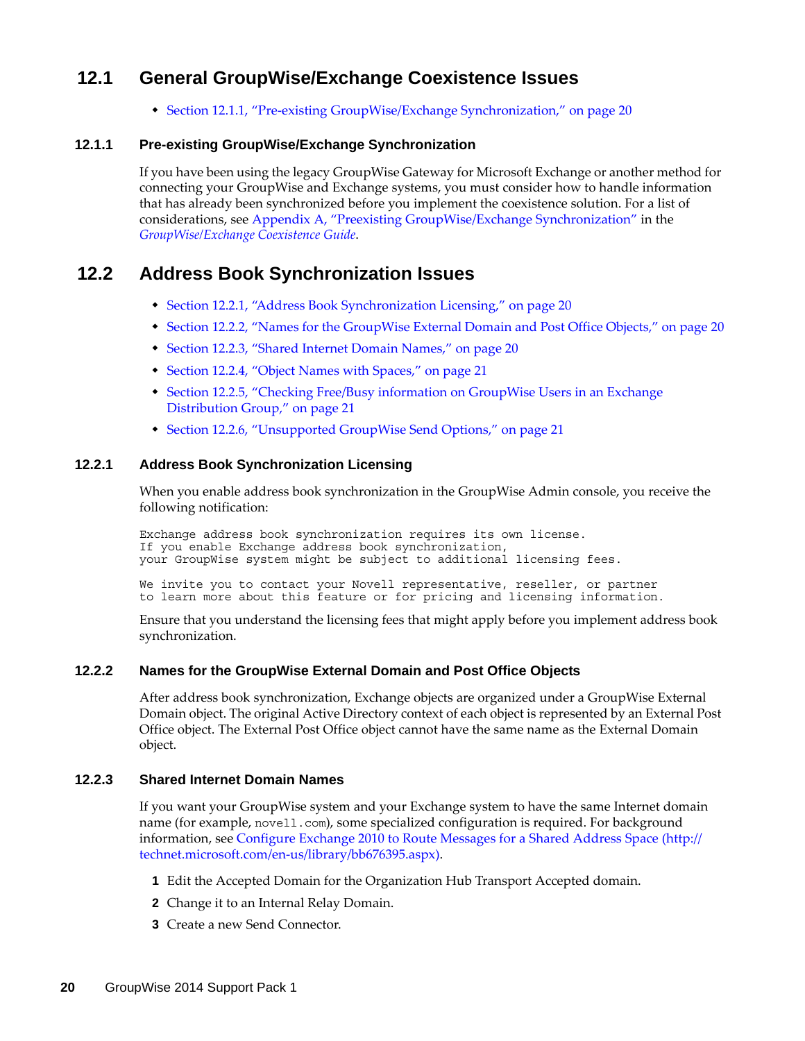## 12.1 General GroupWise/Exchange Coexistence Issues

- Section 12.1.1, "Pre-existing GroupWise/Exchange Synchronization," on page 20

### 12.1.1 Pre-existing GroupWise/Exchange Synchronization

If you have been using the legacy GroupWise Gateway for Microsoft Exchange or another method for connecting your GroupWise and Exchange systems, you must consider how to handle information that has already been synchronized before you implement the coexistence solution. For a list of considerations, see Appendix A, "Preexisting GroupWise/Exchange Synchronization" in the *GroupWise/Exchange Coexistence Guide*.

## 12.2 Address Book Synchronization Issues

- Section 12.2.1, "Address Book Synchronization Licensing," on page 20
- Section 12.2.2, "Names for the GroupWise External Domain and Post Office Objects," on page 20
- Section 12.2.3, "Shared Internet Domain Names," on page 20
- Section 12.2.4, "Object Names with Spaces," on page 21
- Section 12.2.5, "Checking Free/Busy information on GroupWise Users in an Exchange Distribution Group," on page 21
- Section 12.2.6, "Unsupported GroupWise Send Options," on page 21

### 12.2.1 Address Book Synchronization Licensing

When you enable address book synchronization in the GroupWise Admin console, you receive the following notification:

```
Exchange address book synchronization requires its own license.
If you enable Exchange address book synchronization,
your GroupWise system might be subject to additional licensing fees.

We invite you to contact your Novell representative, reseller, or partner
to learn more about this feature or for pricing and licensing information.
```

Ensure that you understand the licensing fees that might apply before you implement address book synchronization.

### 12.2.2 Names for the GroupWise External Domain and Post Office Objects

After address book synchronization, Exchange objects are organized under a GroupWise External Domain object. The original Active Directory context of each object is represented by an External Post Office object. The External Post Office object cannot have the same name as the External Domain object.

### 12.2.3 Shared Internet Domain Names

If you want your GroupWise system and your Exchange system to have the same Internet domain name (for example, `novell.com`), some specialized configuration is required. For background information, see Configure Exchange 2010 to Route Messages for a Shared Address Space (http://technet.microsoft.com/en-us/library/bb676395.aspx).

1. Edit the Accepted Domain for the Organization Hub Transport Accepted domain.
2. Change it to an Internal Relay Domain.
3. Create a new Send Connector.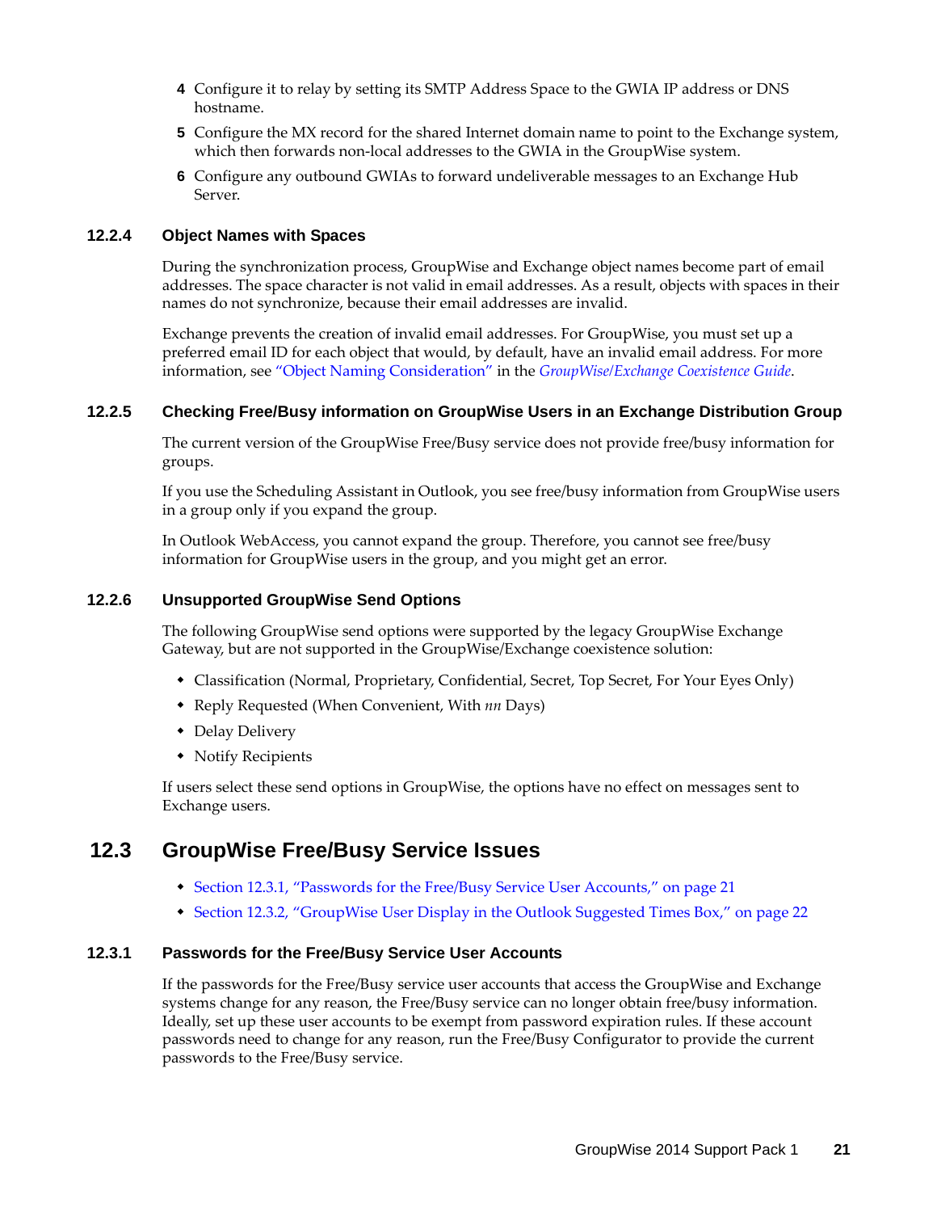4 Configure it to relay by setting its SMTP Address Space to the GWIA IP address or DNS hostname.

5 Configure the MX record for the shared Internet domain name to point to the Exchange system, which then forwards non-local addresses to the GWIA in the GroupWise system.

6 Configure any outbound GWIAs to forward undeliverable messages to an Exchange Hub Server.

### 12.2.4 Object Names with Spaces

During the synchronization process, GroupWise and Exchange object names become part of email addresses. The space character is not valid in email addresses. As a result, objects with spaces in their names do not synchronize, because their email addresses are invalid.

Exchange prevents the creation of invalid email addresses. For GroupWise, you must set up a preferred email ID for each object that would, by default, have an invalid email address. For more information, see "Object Naming Consideration" in the *GroupWise/Exchange Coexistence Guide*.

### 12.2.5 Checking Free/Busy information on GroupWise Users in an Exchange Distribution Group

The current version of the GroupWise Free/Busy service does not provide free/busy information for groups.

If you use the Scheduling Assistant in Outlook, you see free/busy information from GroupWise users in a group only if you expand the group.

In Outlook WebAccess, you cannot expand the group. Therefore, you cannot see free/busy information for GroupWise users in the group, and you might get an error.

### 12.2.6 Unsupported GroupWise Send Options

The following GroupWise send options were supported by the legacy GroupWise Exchange Gateway, but are not supported in the GroupWise/Exchange coexistence solution:

- Classification (Normal, Proprietary, Confidential, Secret, Top Secret, For Your Eyes Only)
- Reply Requested (When Convenient, With *nn* Days)
- Delay Delivery
- Notify Recipients

If users select these send options in GroupWise, the options have no effect on messages sent to Exchange users.

## 12.3 GroupWise Free/Busy Service Issues

- Section 12.3.1, "Passwords for the Free/Busy Service User Accounts," on page 21
- Section 12.3.2, "GroupWise User Display in the Outlook Suggested Times Box," on page 22

### 12.3.1 Passwords for the Free/Busy Service User Accounts

If the passwords for the Free/Busy service user accounts that access the GroupWise and Exchange systems change for any reason, the Free/Busy service can no longer obtain free/busy information. Ideally, set up these user accounts to be exempt from password expiration rules. If these account passwords need to change for any reason, run the Free/Busy Configurator to provide the current passwords to the Free/Busy service.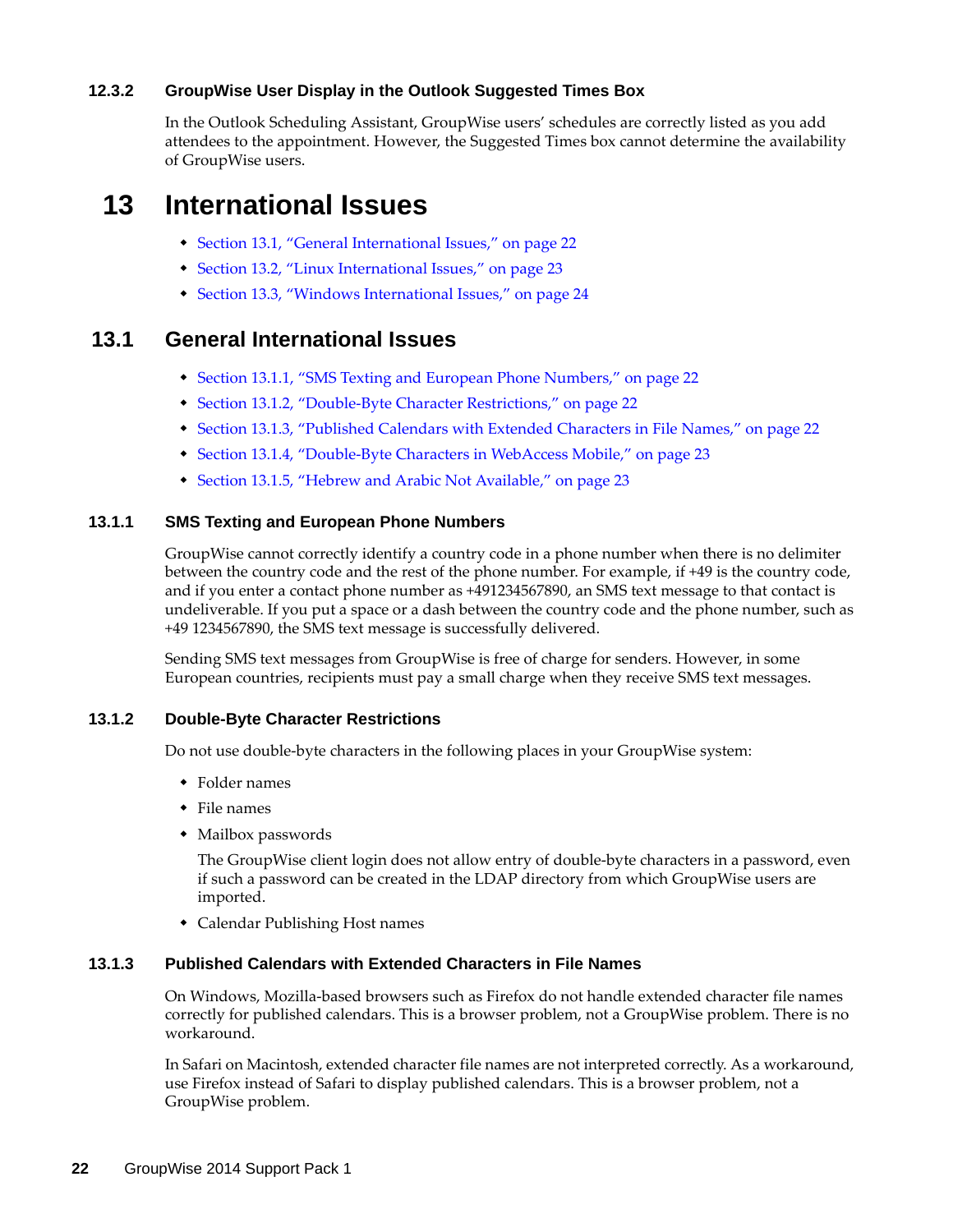### 12.3.2 GroupWise User Display in the Outlook Suggested Times Box

In the Outlook Scheduling Assistant, GroupWise users' schedules are correctly listed as you add attendees to the appointment. However, the Suggested Times box cannot determine the availability of GroupWise users.

# 13 International Issues

- Section 13.1, "General International Issues," on page 22
- Section 13.2, "Linux International Issues," on page 23
- Section 13.3, "Windows International Issues," on page 24

## 13.1 General International Issues

- Section 13.1.1, "SMS Texting and European Phone Numbers," on page 22
- Section 13.1.2, "Double-Byte Character Restrictions," on page 22
- Section 13.1.3, "Published Calendars with Extended Characters in File Names," on page 22
- Section 13.1.4, "Double-Byte Characters in WebAccess Mobile," on page 23
- Section 13.1.5, "Hebrew and Arabic Not Available," on page 23

### 13.1.1 SMS Texting and European Phone Numbers

GroupWise cannot correctly identify a country code in a phone number when there is no delimiter between the country code and the rest of the phone number. For example, if +49 is the country code, and if you enter a contact phone number as +491234567890, an SMS text message to that contact is undeliverable. If you put a space or a dash between the country code and the phone number, such as +49 1234567890, the SMS text message is successfully delivered.

Sending SMS text messages from GroupWise is free of charge for senders. However, in some European countries, recipients must pay a small charge when they receive SMS text messages.

### 13.1.2 Double-Byte Character Restrictions

Do not use double-byte characters in the following places in your GroupWise system:

- Folder names
- File names
- Mailbox passwords

  The GroupWise client login does not allow entry of double-byte characters in a password, even if such a password can be created in the LDAP directory from which GroupWise users are imported.
- Calendar Publishing Host names

### 13.1.3 Published Calendars with Extended Characters in File Names

On Windows, Mozilla-based browsers such as Firefox do not handle extended character file names correctly for published calendars. This is a browser problem, not a GroupWise problem. There is no workaround.

In Safari on Macintosh, extended character file names are not interpreted correctly. As a workaround, use Firefox instead of Safari to display published calendars. This is a browser problem, not a GroupWise problem.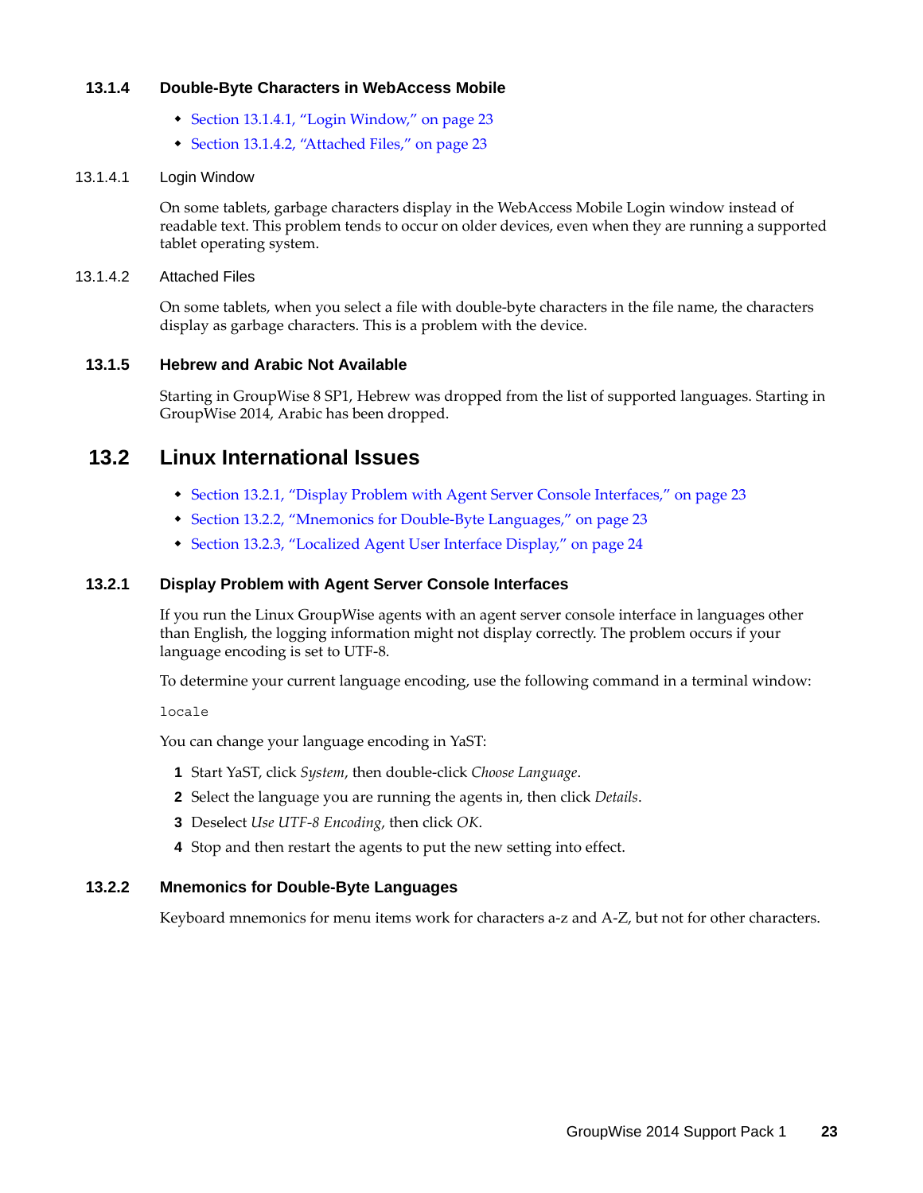### 13.1.4 Double-Byte Characters in WebAccess Mobile

- Section 13.1.4.1, "Login Window," on page 23
- Section 13.1.4.2, "Attached Files," on page 23

#### 13.1.4.1 Login Window

On some tablets, garbage characters display in the WebAccess Mobile Login window instead of readable text. This problem tends to occur on older devices, even when they are running a supported tablet operating system.

#### 13.1.4.2 Attached Files

On some tablets, when you select a file with double-byte characters in the file name, the characters display as garbage characters. This is a problem with the device.

### 13.1.5 Hebrew and Arabic Not Available

Starting in GroupWise 8 SP1, Hebrew was dropped from the list of supported languages. Starting in GroupWise 2014, Arabic has been dropped.

## 13.2 Linux International Issues

- Section 13.2.1, "Display Problem with Agent Server Console Interfaces," on page 23
- Section 13.2.2, "Mnemonics for Double-Byte Languages," on page 23
- Section 13.2.3, "Localized Agent User Interface Display," on page 24

### 13.2.1 Display Problem with Agent Server Console Interfaces

If you run the Linux GroupWise agents with an agent server console interface in languages other than English, the logging information might not display correctly. The problem occurs if your language encoding is set to UTF-8.

To determine your current language encoding, use the following command in a terminal window:

```
locale
```

You can change your language encoding in YaST:

1. Start YaST, click *System*, then double-click *Choose Language*.
2. Select the language you are running the agents in, then click *Details*.
3. Deselect *Use UTF-8 Encoding*, then click *OK*.
4. Stop and then restart the agents to put the new setting into effect.

### 13.2.2 Mnemonics for Double-Byte Languages

Keyboard mnemonics for menu items work for characters a-z and A-Z, but not for other characters.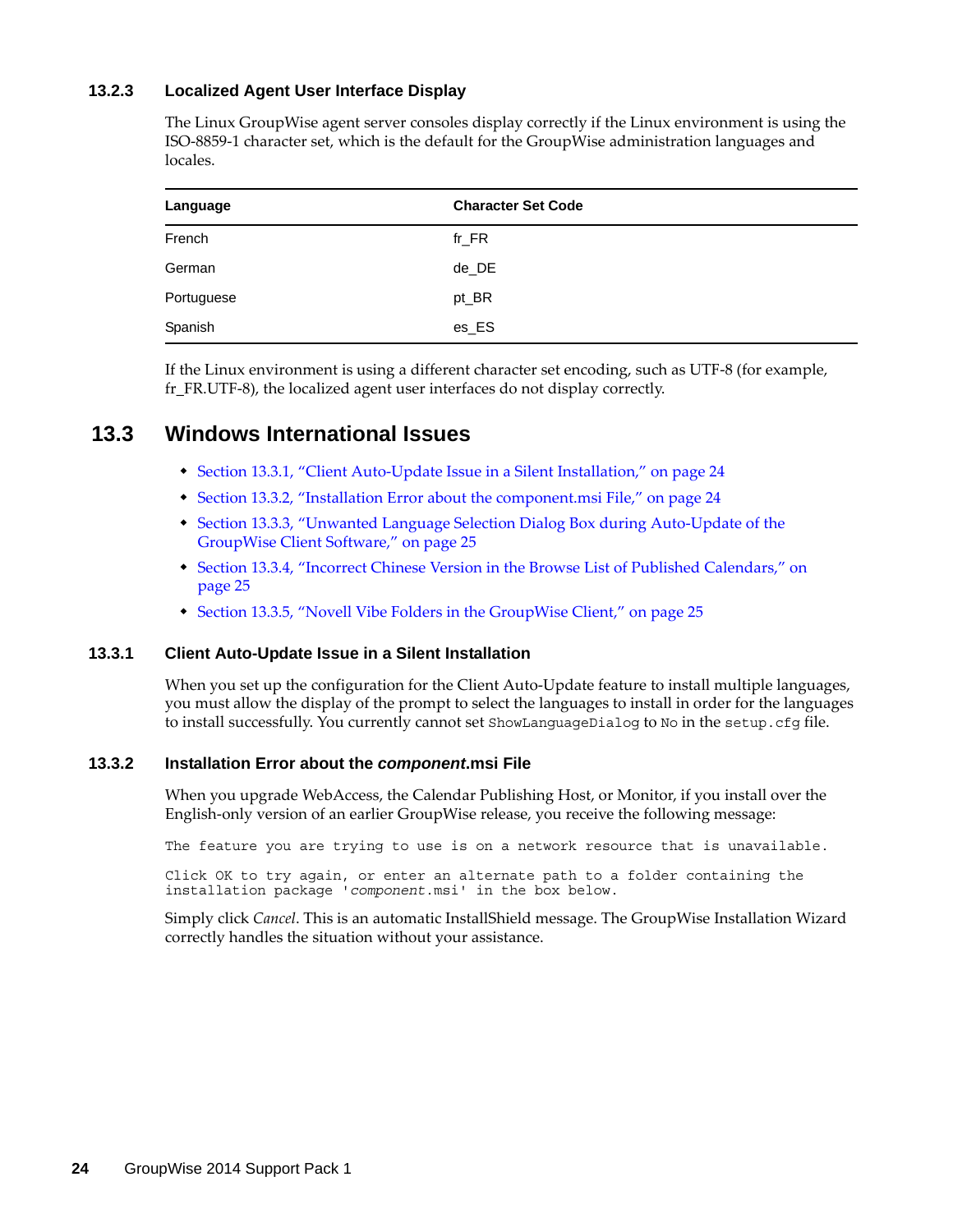### 13.2.3 Localized Agent User Interface Display

The Linux GroupWise agent server consoles display correctly if the Linux environment is using the ISO-8859-1 character set, which is the default for the GroupWise administration languages and locales.

| Language | Character Set Code |
| --- | --- |
| French | fr_FR |
| German | de_DE |
| Portuguese | pt_BR |
| Spanish | es_ES |

If the Linux environment is using a different character set encoding, such as UTF-8 (for example, fr_FR.UTF-8), the localized agent user interfaces do not display correctly.

## 13.3 Windows International Issues

- Section 13.3.1, “Client Auto-Update Issue in a Silent Installation,” on page 24
- Section 13.3.2, “Installation Error about the component.msi File,” on page 24
- Section 13.3.3, “Unwanted Language Selection Dialog Box during Auto-Update of the GroupWise Client Software,” on page 25
- Section 13.3.4, “Incorrect Chinese Version in the Browse List of Published Calendars,” on page 25
- Section 13.3.5, “Novell Vibe Folders in the GroupWise Client,” on page 25

### 13.3.1 Client Auto-Update Issue in a Silent Installation

When you set up the configuration for the Client Auto-Update feature to install multiple languages, you must allow the display of the prompt to select the languages to install in order for the languages to install successfully. You currently cannot set `ShowLanguageDialog` to `No` in the `setup.cfg` file.

### 13.3.2 Installation Error about the *component*.msi File

When you upgrade WebAccess, the Calendar Publishing Host, or Monitor, if you install over the English-only version of an earlier GroupWise release, you receive the following message:

```
The feature you are trying to use is on a network resource that is unavailable.

Click OK to try again, or enter an alternate path to a folder containing the
installation package 'component.msi' in the box below.
```

Simply click *Cancel*. This is an automatic InstallShield message. The GroupWise Installation Wizard correctly handles the situation without your assistance.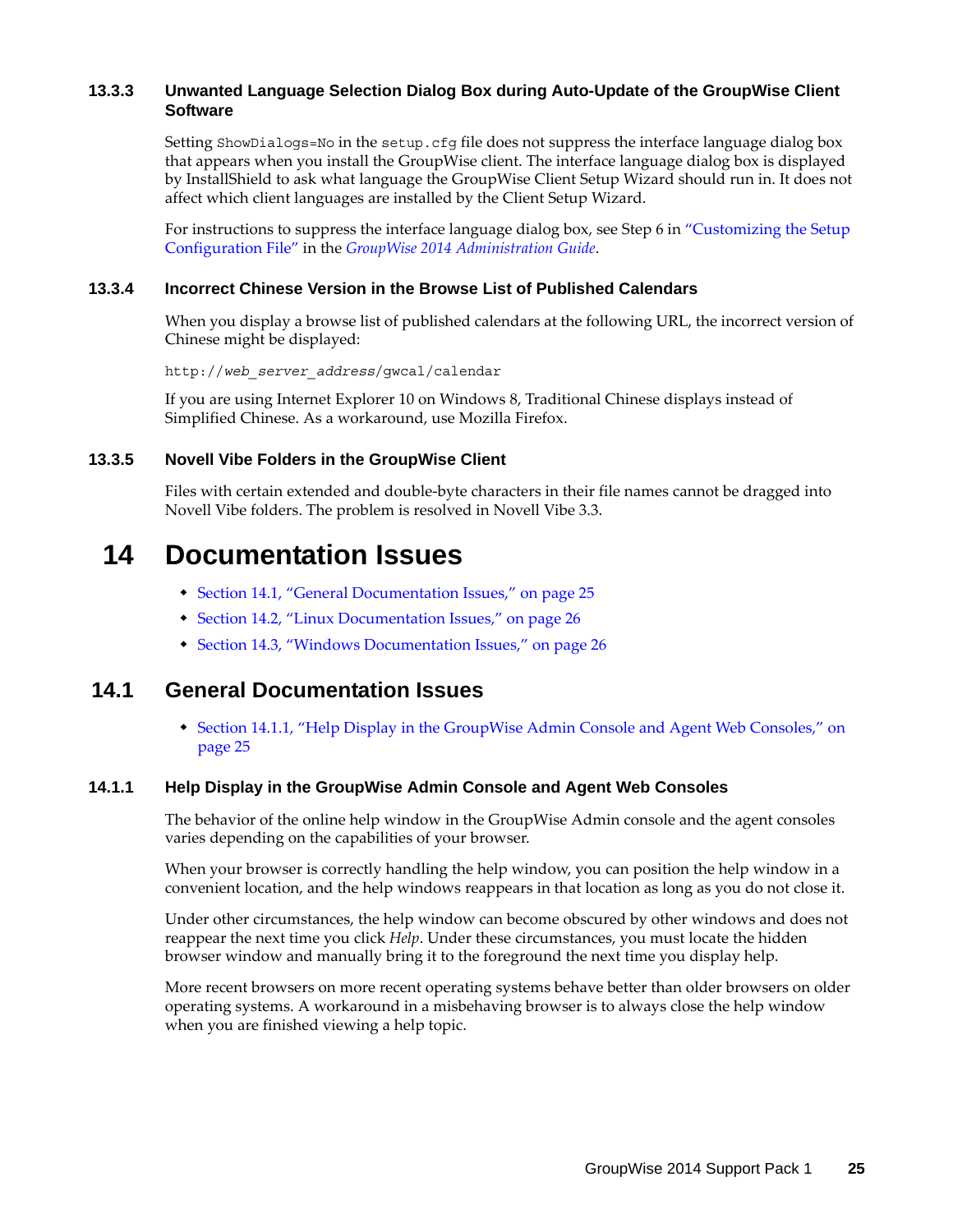### 13.3.3 Unwanted Language Selection Dialog Box during Auto-Update of the GroupWise Client Software

Setting `ShowDialogs=No` in the `setup.cfg` file does not suppress the interface language dialog box that appears when you install the GroupWise client. The interface language dialog box is displayed by InstallShield to ask what language the GroupWise Client Setup Wizard should run in. It does not affect which client languages are installed by the Client Setup Wizard.

For instructions to suppress the interface language dialog box, see Step 6 in "Customizing the Setup Configuration File" in the *GroupWise 2014 Administration Guide*.

### 13.3.4 Incorrect Chinese Version in the Browse List of Published Calendars

When you display a browse list of published calendars at the following URL, the incorrect version of Chinese might be displayed:

```
http://web_server_address/gwcal/calendar
```

If you are using Internet Explorer 10 on Windows 8, Traditional Chinese displays instead of Simplified Chinese. As a workaround, use Mozilla Firefox.

### 13.3.5 Novell Vibe Folders in the GroupWise Client

Files with certain extended and double-byte characters in their file names cannot be dragged into Novell Vibe folders. The problem is resolved in Novell Vibe 3.3.

# 14 Documentation Issues

- Section 14.1, "General Documentation Issues," on page 25
- Section 14.2, "Linux Documentation Issues," on page 26
- Section 14.3, "Windows Documentation Issues," on page 26

## 14.1 General Documentation Issues

- Section 14.1.1, "Help Display in the GroupWise Admin Console and Agent Web Consoles," on page 25

### 14.1.1 Help Display in the GroupWise Admin Console and Agent Web Consoles

The behavior of the online help window in the GroupWise Admin console and the agent consoles varies depending on the capabilities of your browser.

When your browser is correctly handling the help window, you can position the help window in a convenient location, and the help windows reappears in that location as long as you do not close it.

Under other circumstances, the help window can become obscured by other windows and does not reappear the next time you click *Help*. Under these circumstances, you must locate the hidden browser window and manually bring it to the foreground the next time you display help.

More recent browsers on more recent operating systems behave better than older browsers on older operating systems. A workaround in a misbehaving browser is to always close the help window when you are finished viewing a help topic.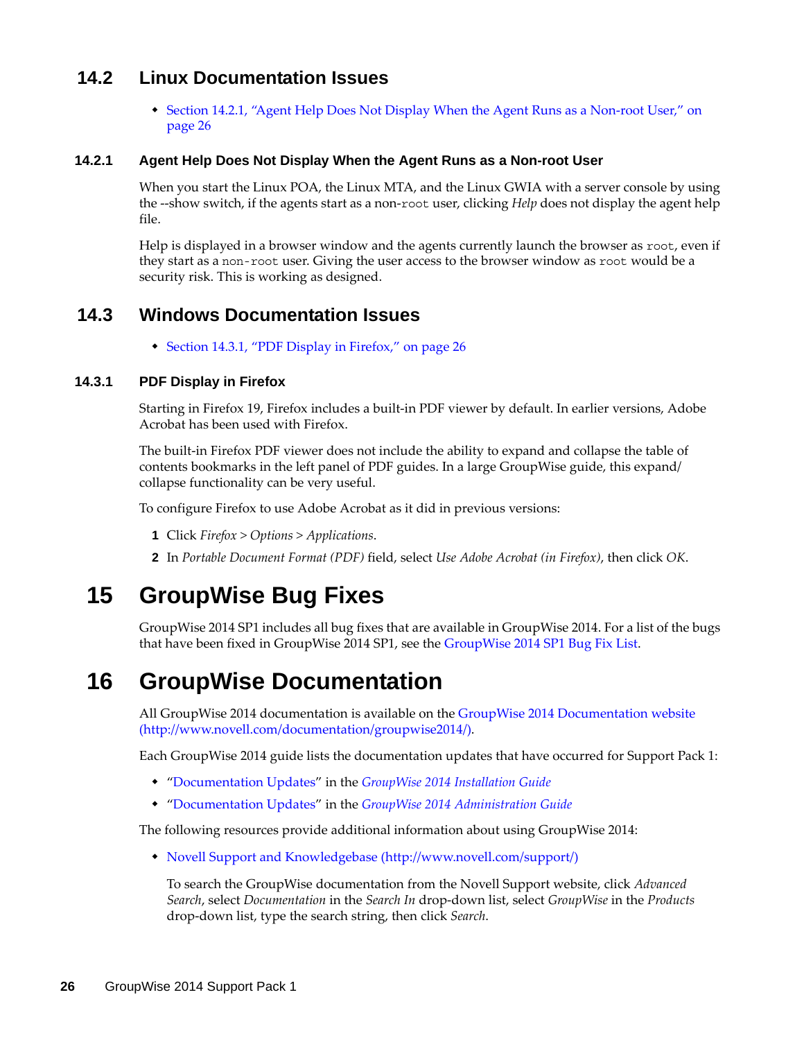## 14.2 Linux Documentation Issues

- Section 14.2.1, "Agent Help Does Not Display When the Agent Runs as a Non-root User," on page 26

### 14.2.1 Agent Help Does Not Display When the Agent Runs as a Non-root User

When you start the Linux POA, the Linux MTA, and the Linux GWIA with a server console by using the --show switch, if the agents start as a non-`root` user, clicking *Help* does not display the agent help file.

Help is displayed in a browser window and the agents currently launch the browser as `root`, even if they start as a `non-root` user. Giving the user access to the browser window as `root` would be a security risk. This is working as designed.

## 14.3 Windows Documentation Issues

- Section 14.3.1, "PDF Display in Firefox," on page 26

### 14.3.1 PDF Display in Firefox

Starting in Firefox 19, Firefox includes a built-in PDF viewer by default. In earlier versions, Adobe Acrobat has been used with Firefox.

The built-in Firefox PDF viewer does not include the ability to expand and collapse the table of contents bookmarks in the left panel of PDF guides. In a large GroupWise guide, this expand/collapse functionality can be very useful.

To configure Firefox to use Adobe Acrobat as it did in previous versions:

1. Click *Firefox* > *Options* > *Applications*.
2. In *Portable Document Format (PDF)* field, select *Use Adobe Acrobat (in Firefox)*, then click *OK*.

# 15 GroupWise Bug Fixes

GroupWise 2014 SP1 includes all bug fixes that are available in GroupWise 2014. For a list of the bugs that have been fixed in GroupWise 2014 SP1, see the GroupWise 2014 SP1 Bug Fix List.

# 16 GroupWise Documentation

All GroupWise 2014 documentation is available on the GroupWise 2014 Documentation website (http://www.novell.com/documentation/groupwise2014/).

Each GroupWise 2014 guide lists the documentation updates that have occurred for Support Pack 1:

- "Documentation Updates" in the *GroupWise 2014 Installation Guide*
- "Documentation Updates" in the *GroupWise 2014 Administration Guide*

The following resources provide additional information about using GroupWise 2014:

- Novell Support and Knowledgebase (http://www.novell.com/support/)

  To search the GroupWise documentation from the Novell Support website, click *Advanced Search*, select *Documentation* in the *Search In* drop-down list, select *GroupWise* in the *Products* drop-down list, type the search string, then click *Search*.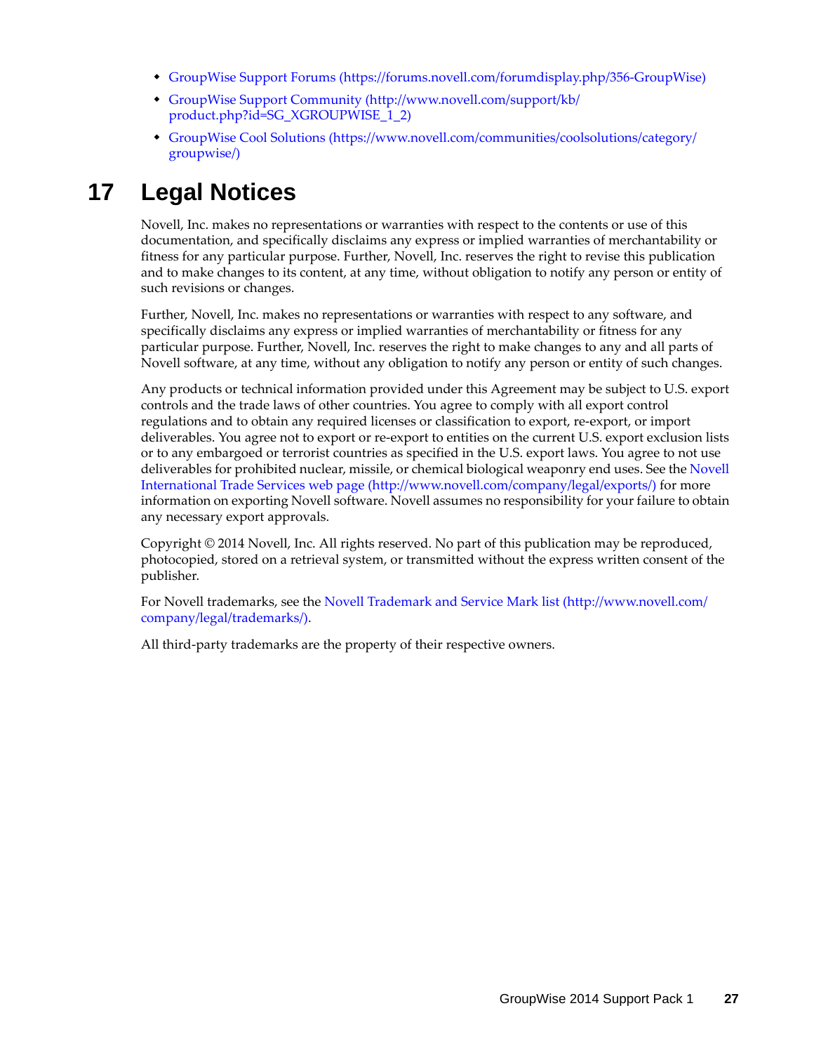* GroupWise Support Forums (https://forums.novell.com/forumdisplay.php/356-GroupWise)
* GroupWise Support Community (http://www.novell.com/support/kb/product.php?id=SG_XGROUPWISE_1_2)
* GroupWise Cool Solutions (https://www.novell.com/communities/coolsolutions/category/groupwise/)

# 17 Legal Notices

Novell, Inc. makes no representations or warranties with respect to the contents or use of this documentation, and specifically disclaims any express or implied warranties of merchantability or fitness for any particular purpose. Further, Novell, Inc. reserves the right to revise this publication and to make changes to its content, at any time, without obligation to notify any person or entity of such revisions or changes.

Further, Novell, Inc. makes no representations or warranties with respect to any software, and specifically disclaims any express or implied warranties of merchantability or fitness for any particular purpose. Further, Novell, Inc. reserves the right to make changes to any and all parts of Novell software, at any time, without any obligation to notify any person or entity of such changes.

Any products or technical information provided under this Agreement may be subject to U.S. export controls and the trade laws of other countries. You agree to comply with all export control regulations and to obtain any required licenses or classification to export, re-export, or import deliverables. You agree not to export or re-export to entities on the current U.S. export exclusion lists or to any embargoed or terrorist countries as specified in the U.S. export laws. You agree to not use deliverables for prohibited nuclear, missile, or chemical biological weaponry end uses. See the Novell International Trade Services web page (http://www.novell.com/company/legal/exports/) for more information on exporting Novell software. Novell assumes no responsibility for your failure to obtain any necessary export approvals.

Copyright © 2014 Novell, Inc. All rights reserved. No part of this publication may be reproduced, photocopied, stored on a retrieval system, or transmitted without the express written consent of the publisher.

For Novell trademarks, see the Novell Trademark and Service Mark list (http://www.novell.com/company/legal/trademarks/).

All third-party trademarks are the property of their respective owners.